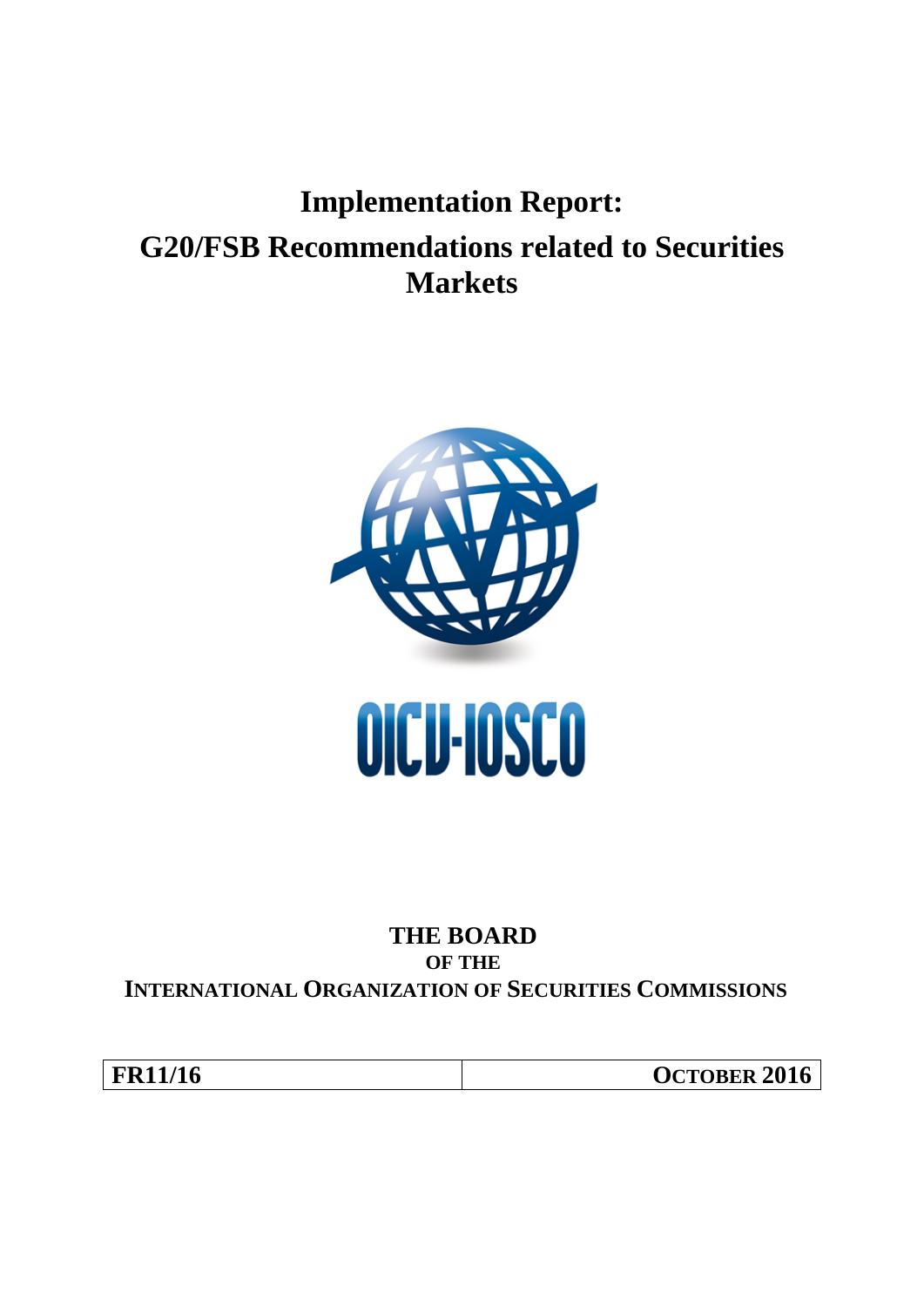# Implementation Report:
# G20/FSB Recommendations related to Securities Markets

OICU-IOSCO

**THE BOARD**
**OF THE**
**INTERNATIONAL ORGANIZATION OF SECURITIES COMMISSIONS**

| FR11/16 | OCTOBER 2016 |
| --- | --- |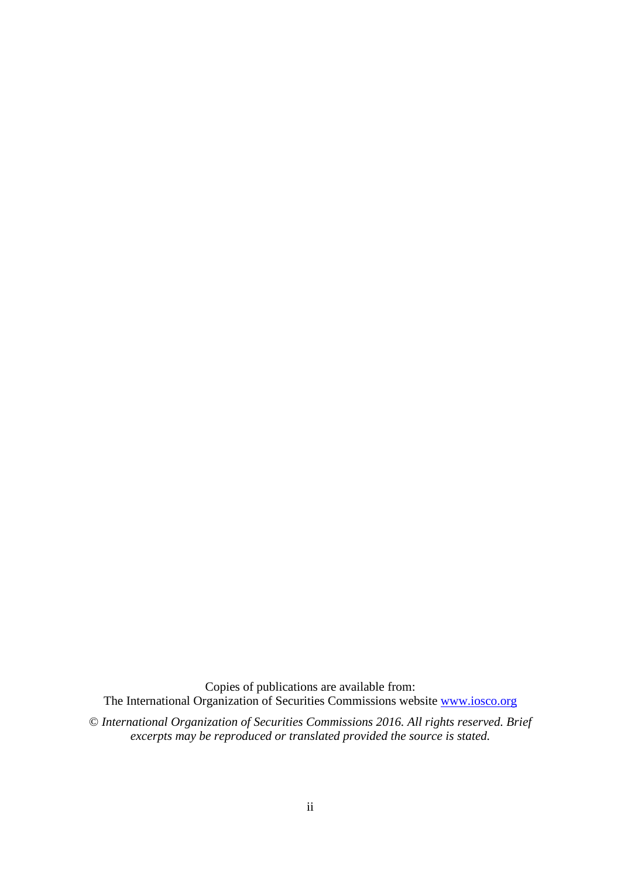Copies of publications are available from:
The International Organization of Securities Commissions website [www.iosco.org](http://www.iosco.org)

*© International Organization of Securities Commissions 2016. All rights reserved. Brief excerpts may be reproduced or translated provided the source is stated.*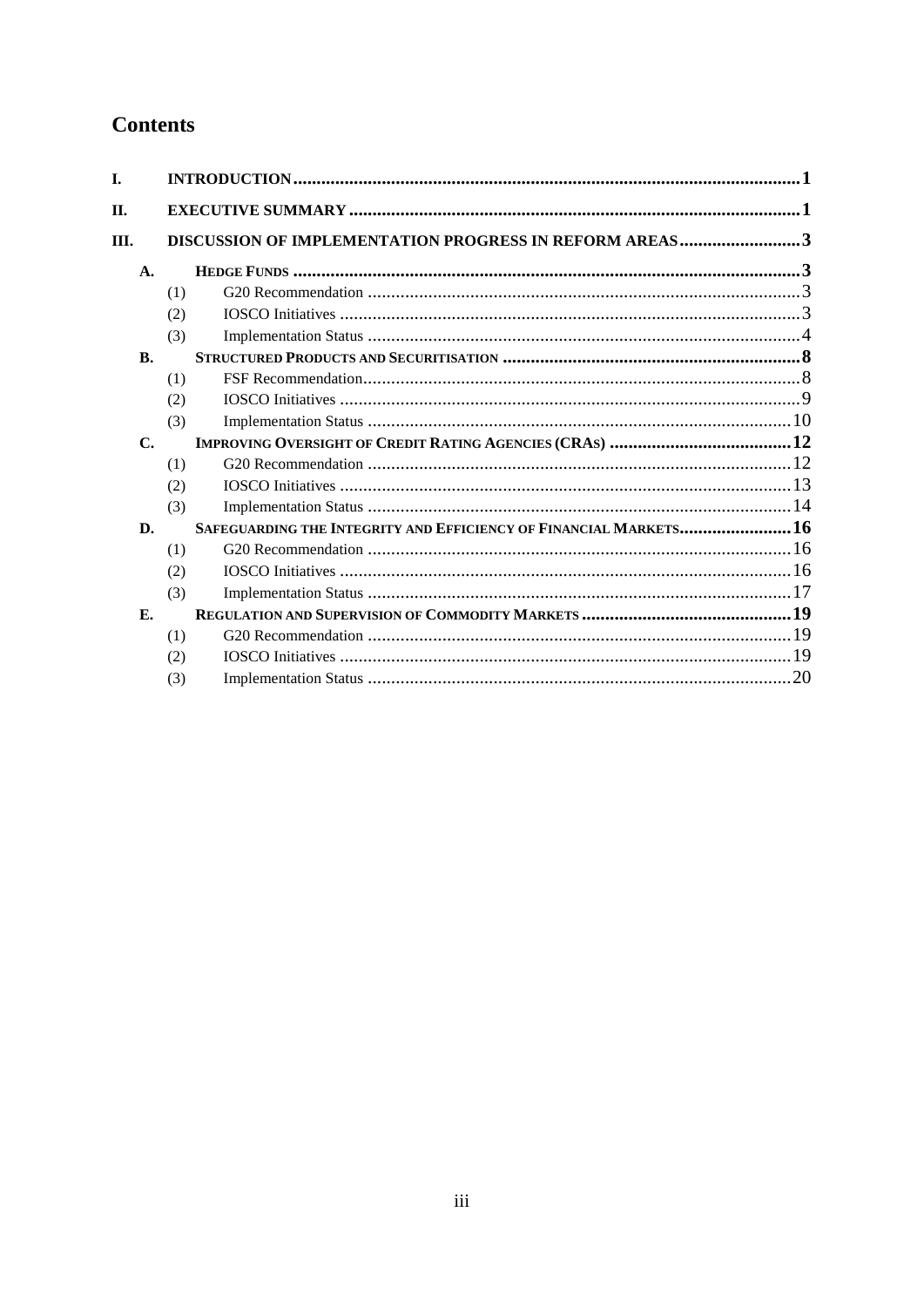# Contents

| | | | |
|---|---|---|---|
| **I.** | **INTRODUCTION** | | **1** |
| **II.** | **EXECUTIVE SUMMARY** | | **1** |
| **III.** | **DISCUSSION OF IMPLEMENTATION PROGRESS IN REFORM AREAS** | | **3** |
| **A.** | **HEDGE FUNDS** | | **3** |
| | (1) | G20 Recommendation | 3 |
| | (2) | IOSCO Initiatives | 3 |
| | (3) | Implementation Status | 4 |
| **B.** | **STRUCTURED PRODUCTS AND SECURITISATION** | | **8** |
| | (1) | FSF Recommendation | 8 |
| | (2) | IOSCO Initiatives | 9 |
| | (3) | Implementation Status | 10 |
| **C.** | **IMPROVING OVERSIGHT OF CREDIT RATING AGENCIES (CRAS)** | | **12** |
| | (1) | G20 Recommendation | 12 |
| | (2) | IOSCO Initiatives | 13 |
| | (3) | Implementation Status | 14 |
| **D.** | **SAFEGUARDING THE INTEGRITY AND EFFICIENCY OF FINANCIAL MARKETS** | | **16** |
| | (1) | G20 Recommendation | 16 |
| | (2) | IOSCO Initiatives | 16 |
| | (3) | Implementation Status | 17 |
| **E.** | **REGULATION AND SUPERVISION OF COMMODITY MARKETS** | | **19** |
| | (1) | G20 Recommendation | 19 |
| | (2) | IOSCO Initiatives | 19 |
| | (3) | Implementation Status | 20 |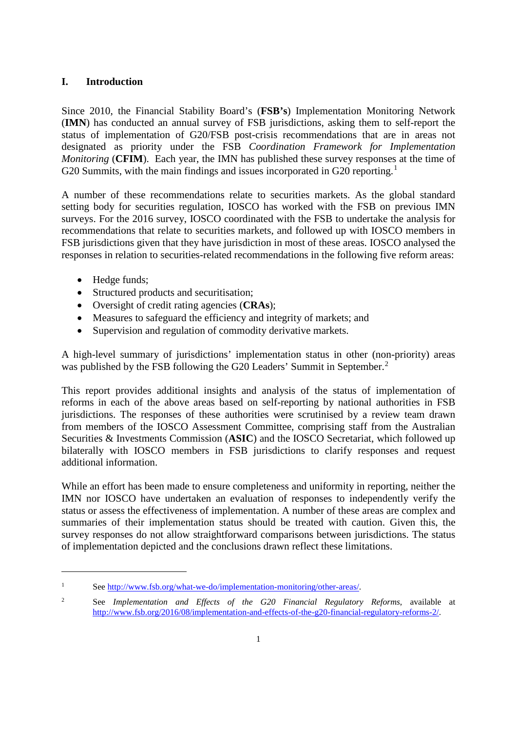# I. Introduction

Since 2010, the Financial Stability Board's (**FSB's**) Implementation Monitoring Network (**IMN**) has conducted an annual survey of FSB jurisdictions, asking them to self-report the status of implementation of G20/FSB post-crisis recommendations that are in areas not designated as priority under the FSB *Coordination Framework for Implementation Monitoring* (**CFIM**). Each year, the IMN has published these survey responses at the time of G20 Summits, with the main findings and issues incorporated in G20 reporting.[1]

A number of these recommendations relate to securities markets. As the global standard setting body for securities regulation, IOSCO has worked with the FSB on previous IMN surveys. For the 2016 survey, IOSCO coordinated with the FSB to undertake the analysis for recommendations that relate to securities markets, and followed up with IOSCO members in FSB jurisdictions given that they have jurisdiction in most of these areas. IOSCO analysed the responses in relation to securities-related recommendations in the following five reform areas:

- Hedge funds;
- Structured products and securitisation;
- Oversight of credit rating agencies (**CRAs**);
- Measures to safeguard the efficiency and integrity of markets; and
- Supervision and regulation of commodity derivative markets.

A high-level summary of jurisdictions' implementation status in other (non-priority) areas was published by the FSB following the G20 Leaders' Summit in September.[2]

This report provides additional insights and analysis of the status of implementation of reforms in each of the above areas based on self-reporting by national authorities in FSB jurisdictions. The responses of these authorities were scrutinised by a review team drawn from members of the IOSCO Assessment Committee, comprising staff from the Australian Securities & Investments Commission (**ASIC**) and the IOSCO Secretariat, which followed up bilaterally with IOSCO members in FSB jurisdictions to clarify responses and request additional information.

While an effort has been made to ensure completeness and uniformity in reporting, neither the IMN nor IOSCO have undertaken an evaluation of responses to independently verify the status or assess the effectiveness of implementation. A number of these areas are complex and summaries of their implementation status should be treated with caution. Given this, the survey responses do not allow straightforward comparisons between jurisdictions. The status of implementation depicted and the conclusions drawn reflect these limitations.

---

[1] See http://www.fsb.org/what-we-do/implementation-monitoring/other-areas/.

[2] See *Implementation and Effects of the G20 Financial Regulatory Reforms*, available at http://www.fsb.org/2016/08/implementation-and-effects-of-the-g20-financial-regulatory-reforms-2/.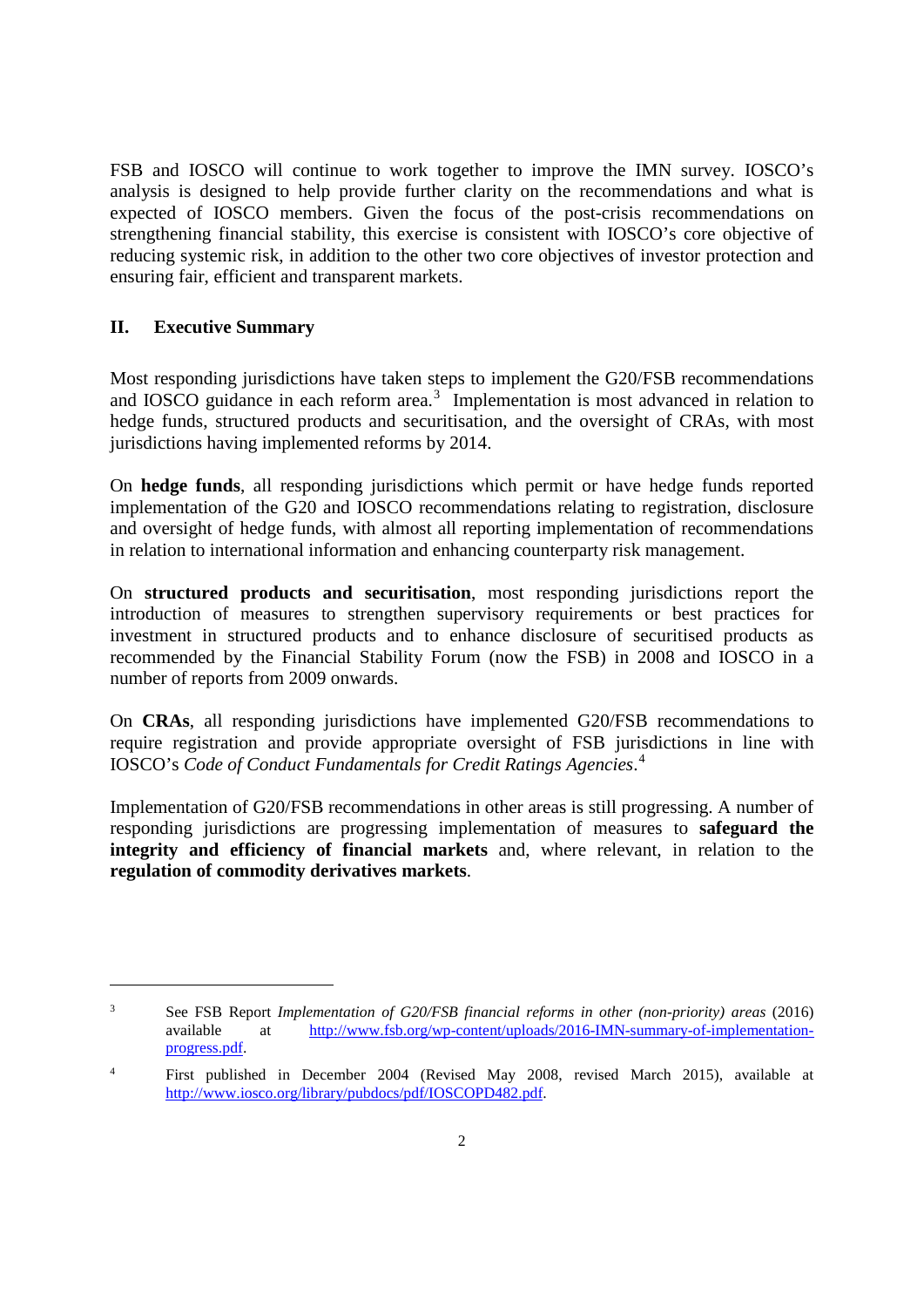FSB and IOSCO will continue to work together to improve the IMN survey. IOSCO's analysis is designed to help provide further clarity on the recommendations and what is expected of IOSCO members. Given the focus of the post-crisis recommendations on strengthening financial stability, this exercise is consistent with IOSCO's core objective of reducing systemic risk, in addition to the other two core objectives of investor protection and ensuring fair, efficient and transparent markets.

## II. Executive Summary

Most responding jurisdictions have taken steps to implement the G20/FSB recommendations and IOSCO guidance in each reform area.[3] Implementation is most advanced in relation to hedge funds, structured products and securitisation, and the oversight of CRAs, with most jurisdictions having implemented reforms by 2014.

On **hedge funds**, all responding jurisdictions which permit or have hedge funds reported implementation of the G20 and IOSCO recommendations relating to registration, disclosure and oversight of hedge funds, with almost all reporting implementation of recommendations in relation to international information and enhancing counterparty risk management.

On **structured products and securitisation**, most responding jurisdictions report the introduction of measures to strengthen supervisory requirements or best practices for investment in structured products and to enhance disclosure of securitised products as recommended by the Financial Stability Forum (now the FSB) in 2008 and IOSCO in a number of reports from 2009 onwards.

On **CRAs**, all responding jurisdictions have implemented G20/FSB recommendations to require registration and provide appropriate oversight of FSB jurisdictions in line with IOSCO's *Code of Conduct Fundamentals for Credit Ratings Agencies*.[4]

Implementation of G20/FSB recommendations in other areas is still progressing. A number of responding jurisdictions are progressing implementation of measures to **safeguard the integrity and efficiency of financial markets** and, where relevant, in relation to the **regulation of commodity derivatives markets**.

---

[3] See FSB Report *Implementation of G20/FSB financial reforms in other (non-priority) areas* (2016) available at http://www.fsb.org/wp-content/uploads/2016-IMN-summary-of-implementation-progress.pdf.

[4] First published in December 2004 (Revised May 2008, revised March 2015), available at http://www.iosco.org/library/pubdocs/pdf/IOSCOPD482.pdf.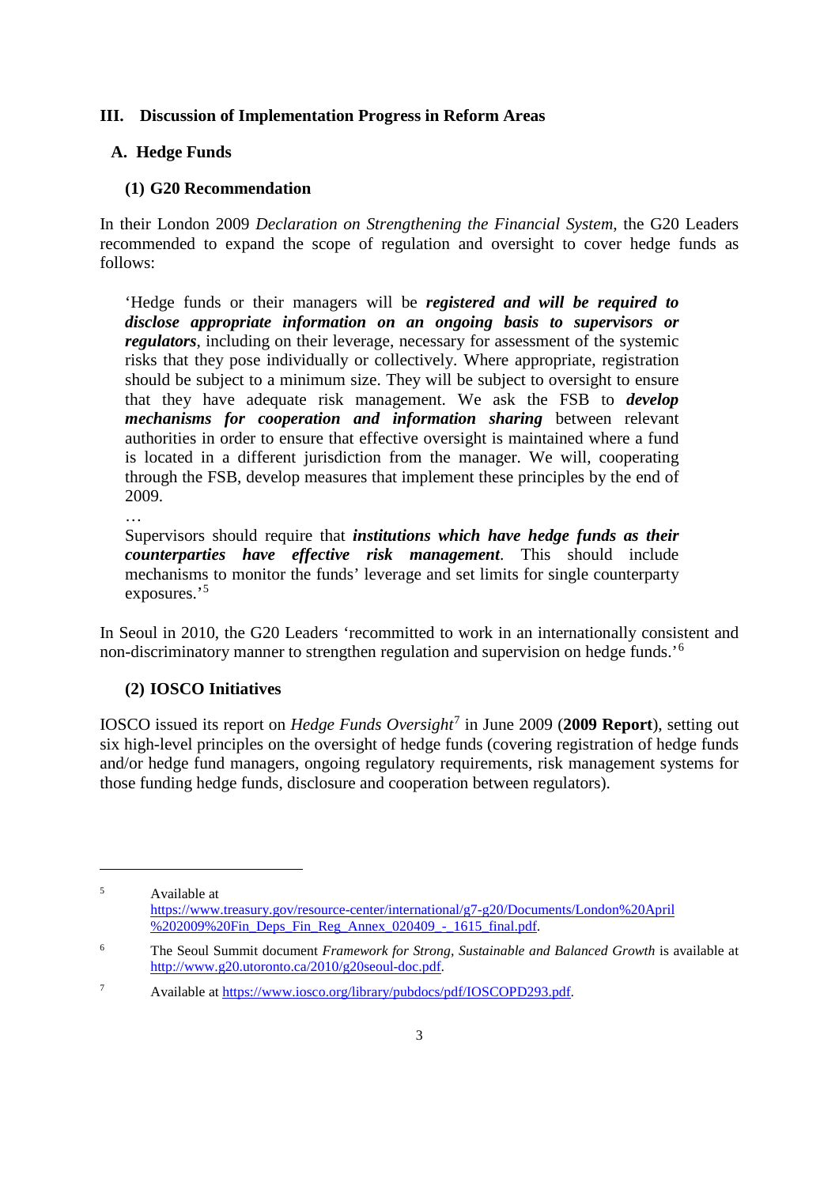## III. Discussion of Implementation Progress in Reform Areas

### A. Hedge Funds

#### (1) G20 Recommendation

In their London 2009 *Declaration on Strengthening the Financial System*, the G20 Leaders recommended to expand the scope of regulation and oversight to cover hedge funds as follows:

> 'Hedge funds or their managers will be ***registered and will be required to disclose appropriate information on an ongoing basis to supervisors or regulators***, including on their leverage, necessary for assessment of the systemic risks that they pose individually or collectively. Where appropriate, registration should be subject to a minimum size. They will be subject to oversight to ensure that they have adequate risk management. We ask the FSB to ***develop mechanisms for cooperation and information sharing*** between relevant authorities in order to ensure that effective oversight is maintained where a fund is located in a different jurisdiction from the manager. We will, cooperating through the FSB, develop measures that implement these principles by the end of 2009.
>
> …
>
> Supervisors should require that ***institutions which have hedge funds as their counterparties have effective risk management***. This should include mechanisms to monitor the funds' leverage and set limits for single counterparty exposures.'[5]

In Seoul in 2010, the G20 Leaders 'recommitted to work in an internationally consistent and non-discriminatory manner to strengthen regulation and supervision on hedge funds.'[6]

#### (2) IOSCO Initiatives

IOSCO issued its report on *Hedge Funds Oversight*[7] in June 2009 (**2009 Report**), setting out six high-level principles on the oversight of hedge funds (covering registration of hedge funds and/or hedge fund managers, ongoing regulatory requirements, risk management systems for those funding hedge funds, disclosure and cooperation between regulators).

---

[5] Available at https://www.treasury.gov/resource-center/international/g7-g20/Documents/London%20April%202009%20Fin_Deps_Fin_Reg_Annex_020409_-_1615_final.pdf.

[6] The Seoul Summit document *Framework for Strong, Sustainable and Balanced Growth* is available at http://www.g20.utoronto.ca/2010/g20seoul-doc.pdf.

[7] Available at https://www.iosco.org/library/pubdocs/pdf/IOSCOPD293.pdf.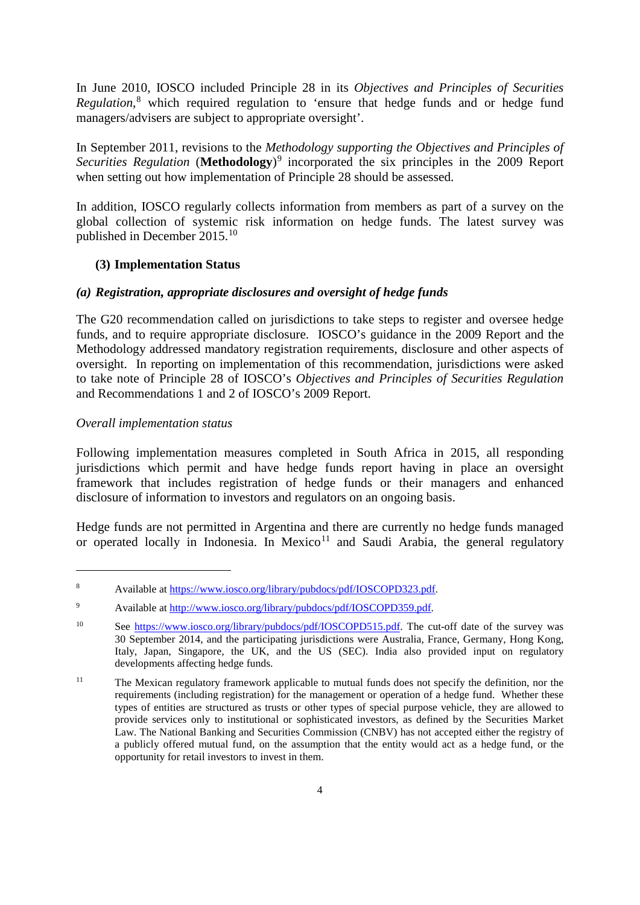In June 2010, IOSCO included Principle 28 in its *Objectives and Principles of Securities Regulation*,[8] which required regulation to 'ensure that hedge funds and or hedge fund managers/advisers are subject to appropriate oversight'.

In September 2011, revisions to the *Methodology supporting the Objectives and Principles of Securities Regulation* (**Methodology**)[9] incorporated the six principles in the 2009 Report when setting out how implementation of Principle 28 should be assessed.

In addition, IOSCO regularly collects information from members as part of a survey on the global collection of systemic risk information on hedge funds. The latest survey was published in December 2015.[10]

### (3) Implementation Status

#### *(a) Registration, appropriate disclosures and oversight of hedge funds*

The G20 recommendation called on jurisdictions to take steps to register and oversee hedge funds, and to require appropriate disclosure. IOSCO's guidance in the 2009 Report and the Methodology addressed mandatory registration requirements, disclosure and other aspects of oversight. In reporting on implementation of this recommendation, jurisdictions were asked to take note of Principle 28 of IOSCO's *Objectives and Principles of Securities Regulation* and Recommendations 1 and 2 of IOSCO's 2009 Report.

*Overall implementation status*

Following implementation measures completed in South Africa in 2015, all responding jurisdictions which permit and have hedge funds report having in place an oversight framework that includes registration of hedge funds or their managers and enhanced disclosure of information to investors and regulators on an ongoing basis.

Hedge funds are not permitted in Argentina and there are currently no hedge funds managed or operated locally in Indonesia. In Mexico[11] and Saudi Arabia, the general regulatory

---

[8] Available at https://www.iosco.org/library/pubdocs/pdf/IOSCOPD323.pdf.

[9] Available at http://www.iosco.org/library/pubdocs/pdf/IOSCOPD359.pdf.

[10] See https://www.iosco.org/library/pubdocs/pdf/IOSCOPD515.pdf. The cut-off date of the survey was 30 September 2014, and the participating jurisdictions were Australia, France, Germany, Hong Kong, Italy, Japan, Singapore, the UK, and the US (SEC). India also provided input on regulatory developments affecting hedge funds.

[11] The Mexican regulatory framework applicable to mutual funds does not specify the definition, nor the requirements (including registration) for the management or operation of a hedge fund. Whether these types of entities are structured as trusts or other types of special purpose vehicle, they are allowed to provide services only to institutional or sophisticated investors, as defined by the Securities Market Law. The National Banking and Securities Commission (CNBV) has not accepted either the registry of a publicly offered mutual fund, on the assumption that the entity would act as a hedge fund, or the opportunity for retail investors to invest in them.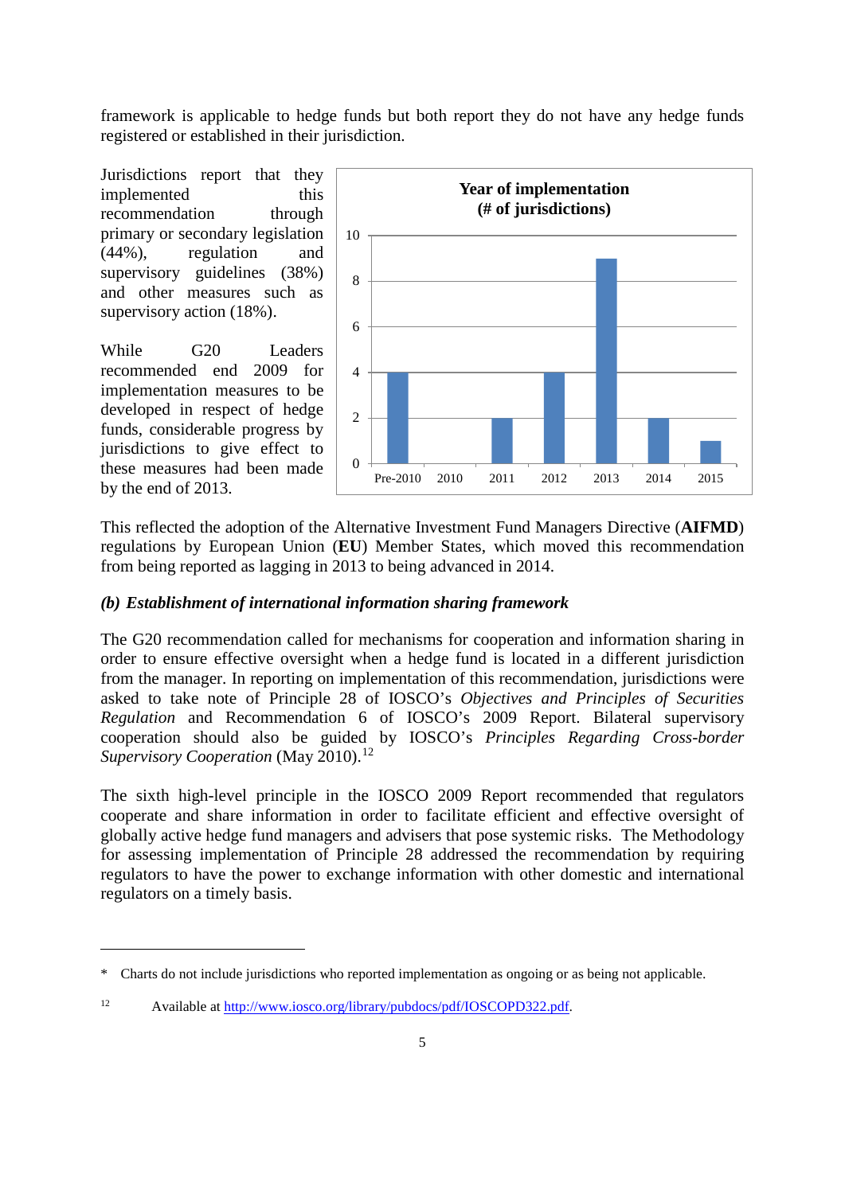framework is applicable to hedge funds but both report they do not have any hedge funds registered or established in their jurisdiction.

Jurisdictions report that they implemented this recommendation through primary or secondary legislation (44%), regulation and supervisory guidelines (38%) and other measures such as supervisory action (18%).

While G20 Leaders recommended end 2009 for implementation measures to be developed in respect of hedge funds, considerable progress by jurisdictions to give effect to these measures had been made by the end of 2013.

**Year of implementation (# of jurisdictions)**

| Pre-2010 | 2010 | 2011 | 2012 | 2013 | 2014 | 2015 |
|---|---|---|---|---|---|---|
| 4 | 0 | 2 | 4 | 9 | 2 | 1 |

This reflected the adoption of the Alternative Investment Fund Managers Directive (**AIFMD**) regulations by European Union (**EU**) Member States, which moved this recommendation from being reported as lagging in 2013 to being advanced in 2014.

### *(b) Establishment of international information sharing framework*

The G20 recommendation called for mechanisms for cooperation and information sharing in order to ensure effective oversight when a hedge fund is located in a different jurisdiction from the manager. In reporting on implementation of this recommendation, jurisdictions were asked to take note of Principle 28 of IOSCO's *Objectives and Principles of Securities Regulation* and Recommendation 6 of IOSCO's 2009 Report. Bilateral supervisory cooperation should also be guided by IOSCO's *Principles Regarding Cross-border Supervisory Cooperation* (May 2010).[12]

The sixth high-level principle in the IOSCO 2009 Report recommended that regulators cooperate and share information in order to facilitate efficient and effective oversight of globally active hedge fund managers and advisers that pose systemic risks. The Methodology for assessing implementation of Principle 28 addressed the recommendation by requiring regulators to have the power to exchange information with other domestic and international regulators on a timely basis.

---

\* Charts do not include jurisdictions who reported implementation as ongoing or as being not applicable.

[12] Available at http://www.iosco.org/library/pubdocs/pdf/IOSCOPD322.pdf.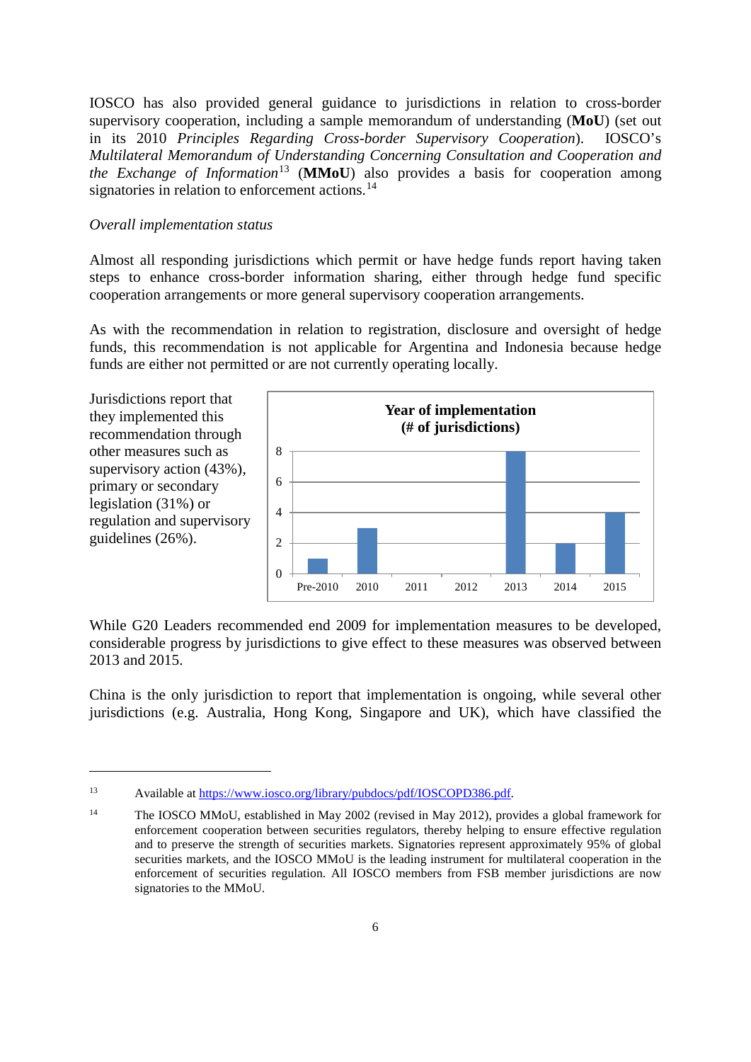IOSCO has also provided general guidance to jurisdictions in relation to cross-border supervisory cooperation, including a sample memorandum of understanding (**MoU**) (set out in its 2010 *Principles Regarding Cross-border Supervisory Cooperation*). IOSCO's *Multilateral Memorandum of Understanding Concerning Consultation and Cooperation and the Exchange of Information*[13] (**MMoU**) also provides a basis for cooperation among signatories in relation to enforcement actions.[14]

*Overall implementation status*

Almost all responding jurisdictions which permit or have hedge funds report having taken steps to enhance cross-border information sharing, either through hedge fund specific cooperation arrangements or more general supervisory cooperation arrangements.

As with the recommendation in relation to registration, disclosure and oversight of hedge funds, this recommendation is not applicable for Argentina and Indonesia because hedge funds are either not permitted or are not currently operating locally.

Jurisdictions report that they implemented this recommendation through other measures such as supervisory action (43%), primary or secondary legislation (31%) or regulation and supervisory guidelines (26%).

**Year of implementation (# of jurisdictions)**

| Pre-2010 | 2010 | 2011 | 2012 | 2013 | 2014 | 2015 |
|---|---|---|---|---|---|---|
| 1 | 3 | 0 | 0 | 8 | 2 | 4 |

While G20 Leaders recommended end 2009 for implementation measures to be developed, considerable progress by jurisdictions to give effect to these measures was observed between 2013 and 2015.

China is the only jurisdiction to report that implementation is ongoing, while several other jurisdictions (e.g. Australia, Hong Kong, Singapore and UK), which have classified the

---

[13] Available at https://www.iosco.org/library/pubdocs/pdf/IOSCOPD386.pdf.

[14] The IOSCO MMoU, established in May 2002 (revised in May 2012), provides a global framework for enforcement cooperation between securities regulators, thereby helping to ensure effective regulation and to preserve the strength of securities markets. Signatories represent approximately 95% of global securities markets, and the IOSCO MMoU is the leading instrument for multilateral cooperation in the enforcement of securities regulation. All IOSCO members from FSB member jurisdictions are now signatories to the MMoU.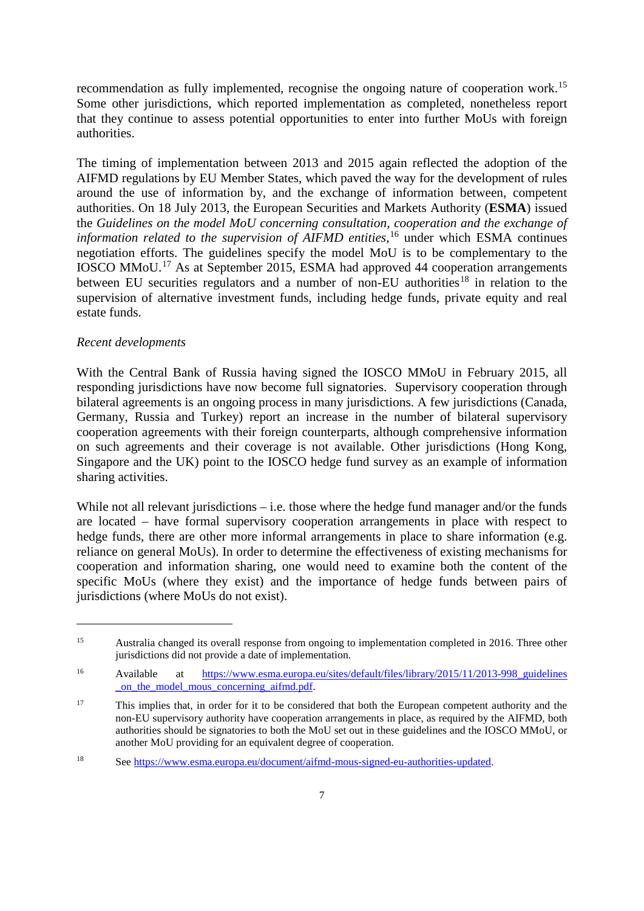recommendation as fully implemented, recognise the ongoing nature of cooperation work.[15] Some other jurisdictions, which reported implementation as completed, nonetheless report that they continue to assess potential opportunities to enter into further MoUs with foreign authorities.

The timing of implementation between 2013 and 2015 again reflected the adoption of the AIFMD regulations by EU Member States, which paved the way for the development of rules around the use of information by, and the exchange of information between, competent authorities. On 18 July 2013, the European Securities and Markets Authority (**ESMA**) issued the *Guidelines on the model MoU concerning consultation, cooperation and the exchange of information related to the supervision of AIFMD entities*,[16] under which ESMA continues negotiation efforts. The guidelines specify the model MoU is to be complementary to the IOSCO MMoU.[17] As at September 2015, ESMA had approved 44 cooperation arrangements between EU securities regulators and a number of non-EU authorities[18] in relation to the supervision of alternative investment funds, including hedge funds, private equity and real estate funds.

*Recent developments*

With the Central Bank of Russia having signed the IOSCO MMoU in February 2015, all responding jurisdictions have now become full signatories. Supervisory cooperation through bilateral agreements is an ongoing process in many jurisdictions. A few jurisdictions (Canada, Germany, Russia and Turkey) report an increase in the number of bilateral supervisory cooperation agreements with their foreign counterparts, although comprehensive information on such agreements and their coverage is not available. Other jurisdictions (Hong Kong, Singapore and the UK) point to the IOSCO hedge fund survey as an example of information sharing activities.

While not all relevant jurisdictions – i.e. those where the hedge fund manager and/or the funds are located – have formal supervisory cooperation arrangements in place with respect to hedge funds, there are other more informal arrangements in place to share information (e.g. reliance on general MoUs). In order to determine the effectiveness of existing mechanisms for cooperation and information sharing, one would need to examine both the content of the specific MoUs (where they exist) and the importance of hedge funds between pairs of jurisdictions (where MoUs do not exist).

---

[15] Australia changed its overall response from ongoing to implementation completed in 2016. Three other jurisdictions did not provide a date of implementation.

[16] Available at https://www.esma.europa.eu/sites/default/files/library/2015/11/2013-998_guidelines_on_the_model_mous_concerning_aifmd.pdf.

[17] This implies that, in order for it to be considered that both the European competent authority and the non-EU supervisory authority have cooperation arrangements in place, as required by the AIFMD, both authorities should be signatories to both the MoU set out in these guidelines and the IOSCO MMoU, or another MoU providing for an equivalent degree of cooperation.

[18] See https://www.esma.europa.eu/document/aifmd-mous-signed-eu-authorities-updated.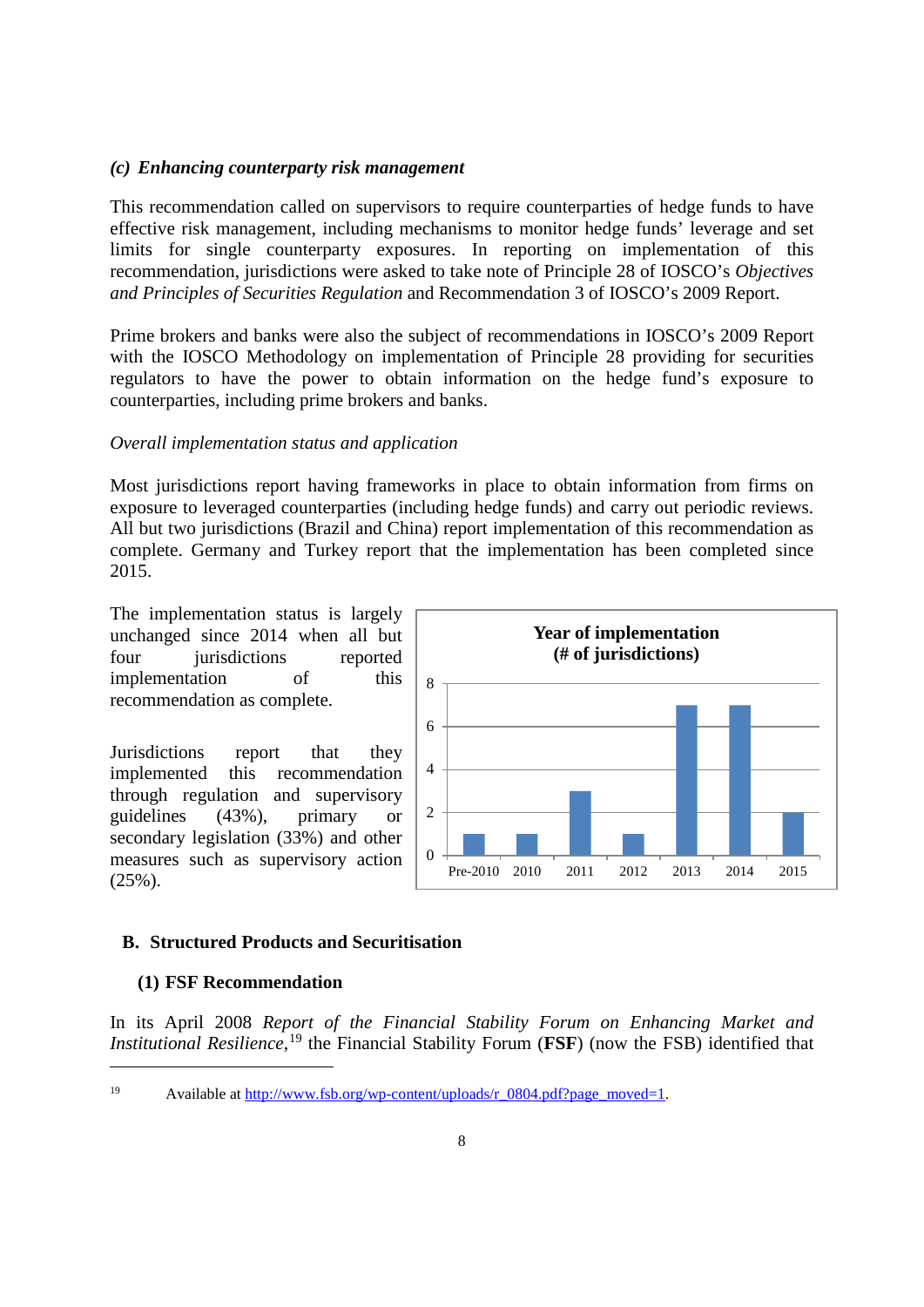### *(c) Enhancing counterparty risk management*

This recommendation called on supervisors to require counterparties of hedge funds to have effective risk management, including mechanisms to monitor hedge funds' leverage and set limits for single counterparty exposures. In reporting on implementation of this recommendation, jurisdictions were asked to take note of Principle 28 of IOSCO's *Objectives and Principles of Securities Regulation* and Recommendation 3 of IOSCO's 2009 Report.

Prime brokers and banks were also the subject of recommendations in IOSCO's 2009 Report with the IOSCO Methodology on implementation of Principle 28 providing for securities regulators to have the power to obtain information on the hedge fund's exposure to counterparties, including prime brokers and banks.

*Overall implementation status and application*

Most jurisdictions report having frameworks in place to obtain information from firms on exposure to leveraged counterparties (including hedge funds) and carry out periodic reviews. All but two jurisdictions (Brazil and China) report implementation of this recommendation as complete. Germany and Turkey report that the implementation has been completed since 2015.

The implementation status is largely unchanged since 2014 when all but four jurisdictions reported implementation of this recommendation as complete.

Jurisdictions report that they implemented this recommendation through regulation and supervisory guidelines (43%), primary or secondary legislation (33%) and other measures such as supervisory action (25%).

**Year of implementation (# of jurisdictions)**

| Pre-2010 | 2010 | 2011 | 2012 | 2013 | 2014 | 2015 |
|---|---|---|---|---|---|---|
| 1 | 1 | 3 | 1 | 7 | 7 | 2 |

## B. Structured Products and Securitisation

### (1) FSF Recommendation

In its April 2008 *Report of the Financial Stability Forum on Enhancing Market and Institutional Resilience*,[19] the Financial Stability Forum (**FSF**) (now the FSB) identified that

---

[19] Available at http://www.fsb.org/wp-content/uploads/r_0804.pdf?page_moved=1.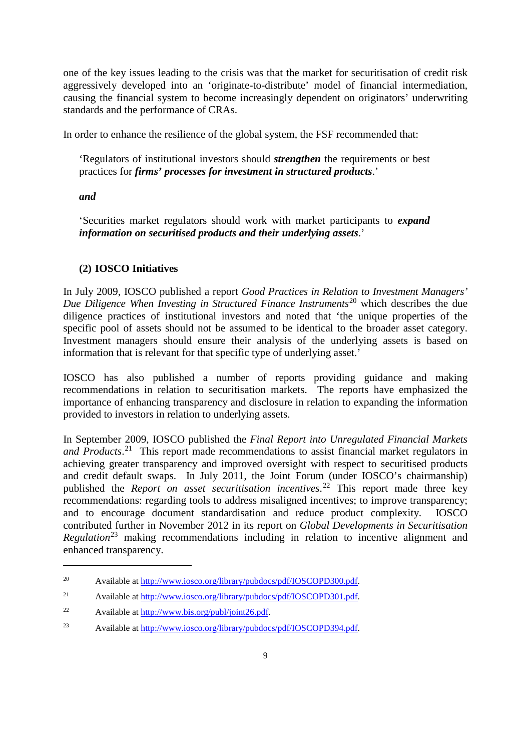one of the key issues leading to the crisis was that the market for securitisation of credit risk aggressively developed into an 'originate-to-distribute' model of financial intermediation, causing the financial system to become increasingly dependent on originators' underwriting standards and the performance of CRAs.

In order to enhance the resilience of the global system, the FSF recommended that:

> 'Regulators of institutional investors should ***strengthen*** the requirements or best practices for ***firms' processes for investment in structured products***.'
>
> ***and***
>
> 'Securities market regulators should work with market participants to ***expand information on securitised products and their underlying assets***.'

### (2) IOSCO Initiatives

In July 2009, IOSCO published a report *Good Practices in Relation to Investment Managers' Due Diligence When Investing in Structured Finance Instruments*[20] which describes the due diligence practices of institutional investors and noted that 'the unique properties of the specific pool of assets should not be assumed to be identical to the broader asset category. Investment managers should ensure their analysis of the underlying assets is based on information that is relevant for that specific type of underlying asset.'

IOSCO has also published a number of reports providing guidance and making recommendations in relation to securitisation markets. The reports have emphasized the importance of enhancing transparency and disclosure in relation to expanding the information provided to investors in relation to underlying assets.

In September 2009, IOSCO published the *Final Report into Unregulated Financial Markets and Products*.[21] This report made recommendations to assist financial market regulators in achieving greater transparency and improved oversight with respect to securitised products and credit default swaps. In July 2011, the Joint Forum (under IOSCO's chairmanship) published the *Report on asset securitisation incentives*.[22] This report made three key recommendations: regarding tools to address misaligned incentives; to improve transparency; and to encourage document standardisation and reduce product complexity. IOSCO contributed further in November 2012 in its report on *Global Developments in Securitisation Regulation*[23] making recommendations including in relation to incentive alignment and enhanced transparency.

---

[20] Available at http://www.iosco.org/library/pubdocs/pdf/IOSCOPD300.pdf.

[21] Available at http://www.iosco.org/library/pubdocs/pdf/IOSCOPD301.pdf.

[22] Available at http://www.bis.org/publ/joint26.pdf.

[23] Available at http://www.iosco.org/library/pubdocs/pdf/IOSCOPD394.pdf.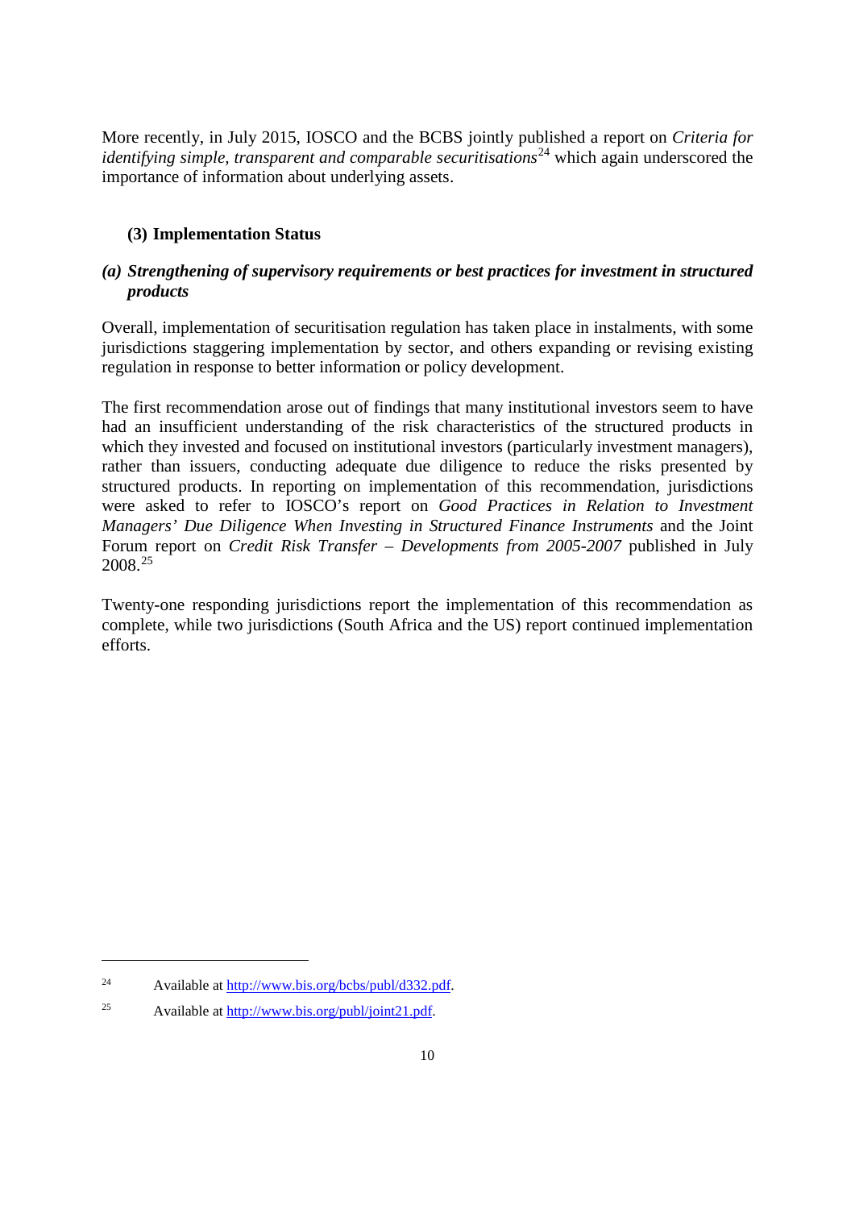More recently, in July 2015, IOSCO and the BCBS jointly published a report on *Criteria for identifying simple, transparent and comparable securitisations*[24] which again underscored the importance of information about underlying assets.

### (3) Implementation Status

#### *(a) Strengthening of supervisory requirements or best practices for investment in structured products*

Overall, implementation of securitisation regulation has taken place in instalments, with some jurisdictions staggering implementation by sector, and others expanding or revising existing regulation in response to better information or policy development.

The first recommendation arose out of findings that many institutional investors seem to have had an insufficient understanding of the risk characteristics of the structured products in which they invested and focused on institutional investors (particularly investment managers), rather than issuers, conducting adequate due diligence to reduce the risks presented by structured products. In reporting on implementation of this recommendation, jurisdictions were asked to refer to IOSCO's report on *Good Practices in Relation to Investment Managers' Due Diligence When Investing in Structured Finance Instruments* and the Joint Forum report on *Credit Risk Transfer – Developments from 2005-2007* published in July 2008.[25]

Twenty-one responding jurisdictions report the implementation of this recommendation as complete, while two jurisdictions (South Africa and the US) report continued implementation efforts.

---

[24] Available at http://www.bis.org/bcbs/publ/d332.pdf.

[25] Available at http://www.bis.org/publ/joint21.pdf.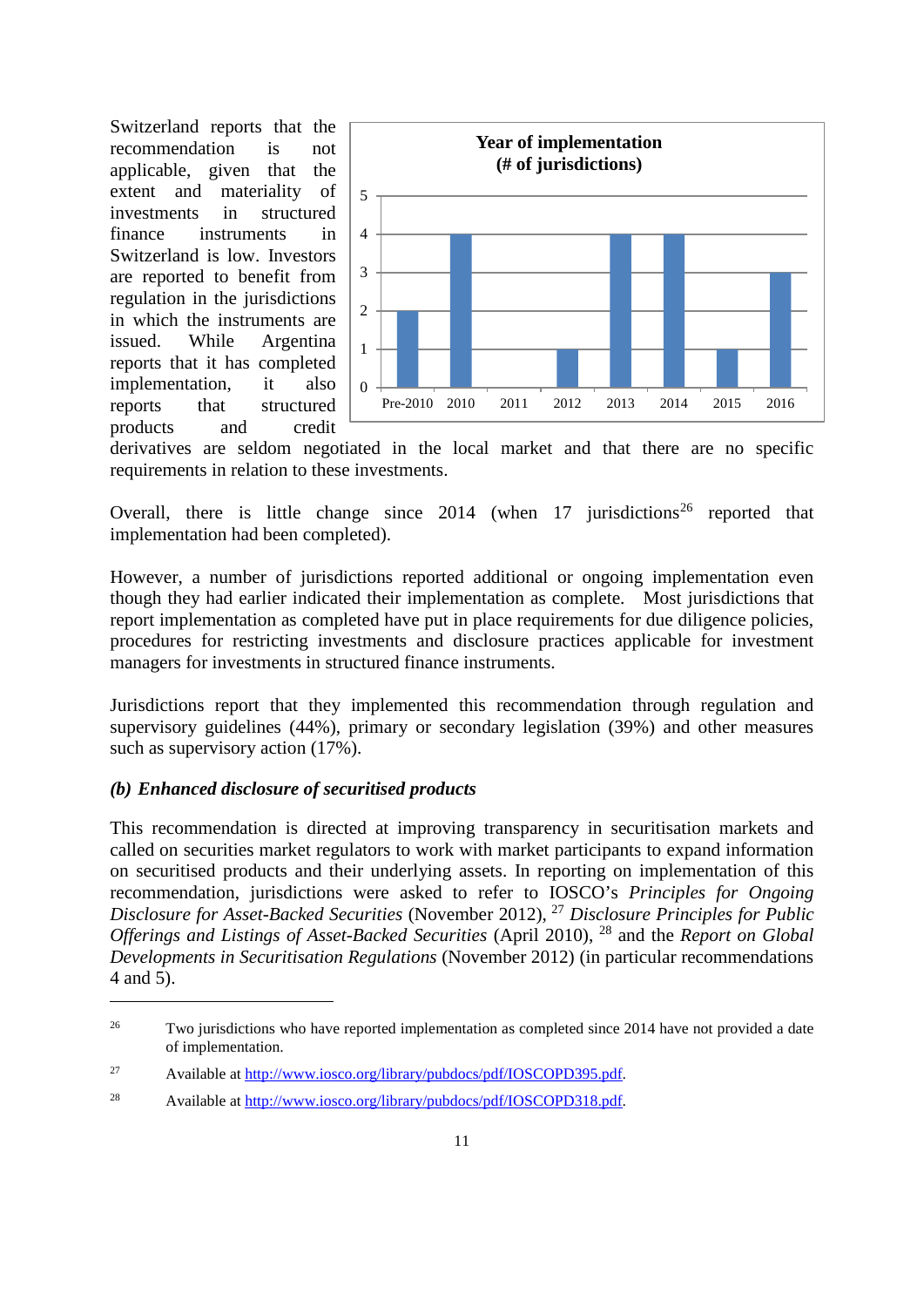Switzerland reports that the recommendation is not applicable, given that the extent and materiality of investments in structured finance instruments in Switzerland is low. Investors are reported to benefit from regulation in the jurisdictions in which the instruments are issued. While Argentina reports that it has completed implementation, it also reports that structured products and credit derivatives are seldom negotiated in the local market and that there are no specific requirements in relation to these investments.

**Year of implementation (# of jurisdictions)**

| Year | # of jurisdictions |
|---|---|
| Pre-2010 | 2 |
| 2010 | 4 |
| 2011 | 0 |
| 2012 | 1 |
| 2013 | 4 |
| 2014 | 4 |
| 2015 | 1 |
| 2016 | 3 |

Overall, there is little change since 2014 (when 17 jurisdictions[26] reported that implementation had been completed).

However, a number of jurisdictions reported additional or ongoing implementation even though they had earlier indicated their implementation as complete. Most jurisdictions that report implementation as completed have put in place requirements for due diligence policies, procedures for restricting investments and disclosure practices applicable for investment managers for investments in structured finance instruments.

Jurisdictions report that they implemented this recommendation through regulation and supervisory guidelines (44%), primary or secondary legislation (39%) and other measures such as supervisory action (17%).

### *(b) Enhanced disclosure of securitised products*

This recommendation is directed at improving transparency in securitisation markets and called on securities market regulators to work with market participants to expand information on securitised products and their underlying assets. In reporting on implementation of this recommendation, jurisdictions were asked to refer to IOSCO's *Principles for Ongoing Disclosure for Asset-Backed Securities* (November 2012), [27] *Disclosure Principles for Public Offerings and Listings of Asset-Backed Securities* (April 2010), [28] and the *Report on Global Developments in Securitisation Regulations* (November 2012) (in particular recommendations 4 and 5).

---

[26] Two jurisdictions who have reported implementation as completed since 2014 have not provided a date of implementation.

[27] Available at http://www.iosco.org/library/pubdocs/pdf/IOSCOPD395.pdf.

[28] Available at http://www.iosco.org/library/pubdocs/pdf/IOSCOPD318.pdf.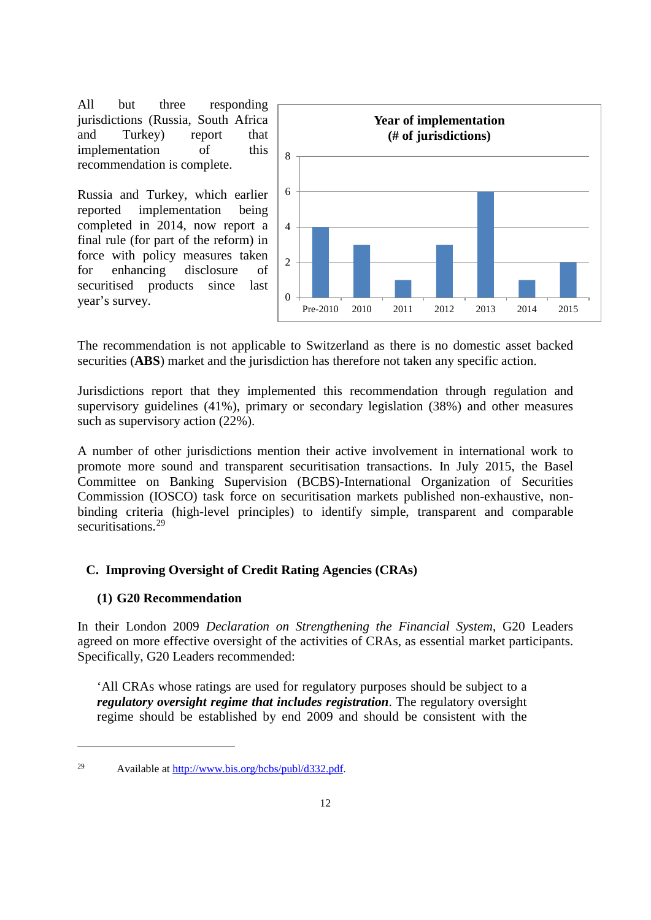All but three responding jurisdictions (Russia, South Africa and Turkey) report that implementation of this recommendation is complete.

Russia and Turkey, which earlier reported implementation being completed in 2014, now report a final rule (for part of the reform) in force with policy measures taken for enhancing disclosure of securitised products since last year's survey.

**Year of implementation (# of jurisdictions)**

| Pre-2010 | 2010 | 2011 | 2012 | 2013 | 2014 | 2015 |
|---|---|---|---|---|---|---|
| 4 | 3 | 1 | 3 | 6 | 1 | 2 |

The recommendation is not applicable to Switzerland as there is no domestic asset backed securities (**ABS**) market and the jurisdiction has therefore not taken any specific action.

Jurisdictions report that they implemented this recommendation through regulation and supervisory guidelines (41%), primary or secondary legislation (38%) and other measures such as supervisory action (22%).

A number of other jurisdictions mention their active involvement in international work to promote more sound and transparent securitisation transactions. In July 2015, the Basel Committee on Banking Supervision (BCBS)-International Organization of Securities Commission (IOSCO) task force on securitisation markets published non-exhaustive, non-binding criteria (high-level principles) to identify simple, transparent and comparable securitisations.[29]

## C. Improving Oversight of Credit Rating Agencies (CRAs)

### (1) G20 Recommendation

In their London 2009 *Declaration on Strengthening the Financial System*, G20 Leaders agreed on more effective oversight of the activities of CRAs, as essential market participants. Specifically, G20 Leaders recommended:

> 'All CRAs whose ratings are used for regulatory purposes should be subject to a ***regulatory oversight regime that includes registration***. The regulatory oversight regime should be established by end 2009 and should be consistent with the

[29] Available at http://www.bis.org/bcbs/publ/d332.pdf.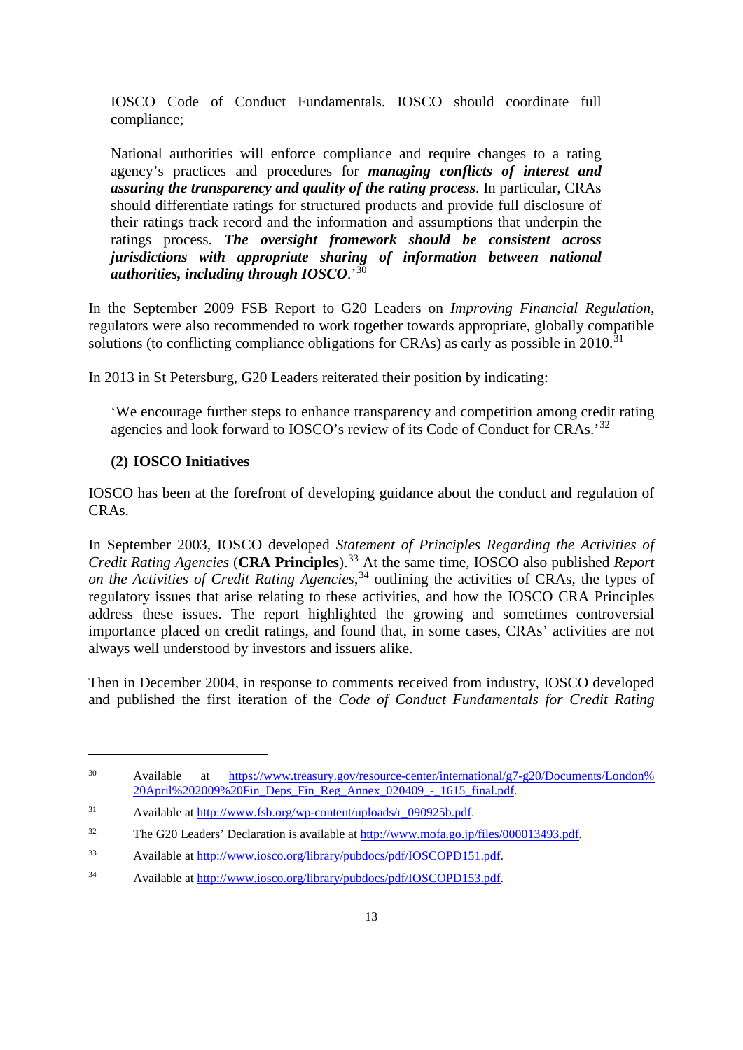IOSCO Code of Conduct Fundamentals. IOSCO should coordinate full compliance;

> National authorities will enforce compliance and require changes to a rating agency's practices and procedures for ***managing conflicts of interest and assuring the transparency and quality of the rating process***. In particular, CRAs should differentiate ratings for structured products and provide full disclosure of their ratings track record and the information and assumptions that underpin the ratings process. ***The oversight framework should be consistent across jurisdictions with appropriate sharing of information between national authorities, including through IOSCO***.'[30]

In the September 2009 FSB Report to G20 Leaders on *Improving Financial Regulation*, regulators were also recommended to work together towards appropriate, globally compatible solutions (to conflicting compliance obligations for CRAs) as early as possible in 2010.[31]

In 2013 in St Petersburg, G20 Leaders reiterated their position by indicating:

> 'We encourage further steps to enhance transparency and competition among credit rating agencies and look forward to IOSCO's review of its Code of Conduct for CRAs.'[32]

**(2) IOSCO Initiatives**

IOSCO has been at the forefront of developing guidance about the conduct and regulation of CRAs.

In September 2003, IOSCO developed *Statement of Principles Regarding the Activities of Credit Rating Agencies* (**CRA Principles**).[33] At the same time, IOSCO also published *Report on the Activities of Credit Rating Agencies*,[34] outlining the activities of CRAs, the types of regulatory issues that arise relating to these activities, and how the IOSCO CRA Principles address these issues. The report highlighted the growing and sometimes controversial importance placed on credit ratings, and found that, in some cases, CRAs' activities are not always well understood by investors and issuers alike.

Then in December 2004, in response to comments received from industry, IOSCO developed and published the first iteration of the *Code of Conduct Fundamentals for Credit Rating*

---

[30] Available at https://www.treasury.gov/resource-center/international/g7-g20/Documents/London%20April%202009%20Fin_Deps_Fin_Reg_Annex_020409_-_1615_final.pdf.

[31] Available at http://www.fsb.org/wp-content/uploads/r_090925b.pdf.

[32] The G20 Leaders' Declaration is available at http://www.mofa.go.jp/files/000013493.pdf.

[33] Available at http://www.iosco.org/library/pubdocs/pdf/IOSCOPD151.pdf.

[34] Available at http://www.iosco.org/library/pubdocs/pdf/IOSCOPD153.pdf.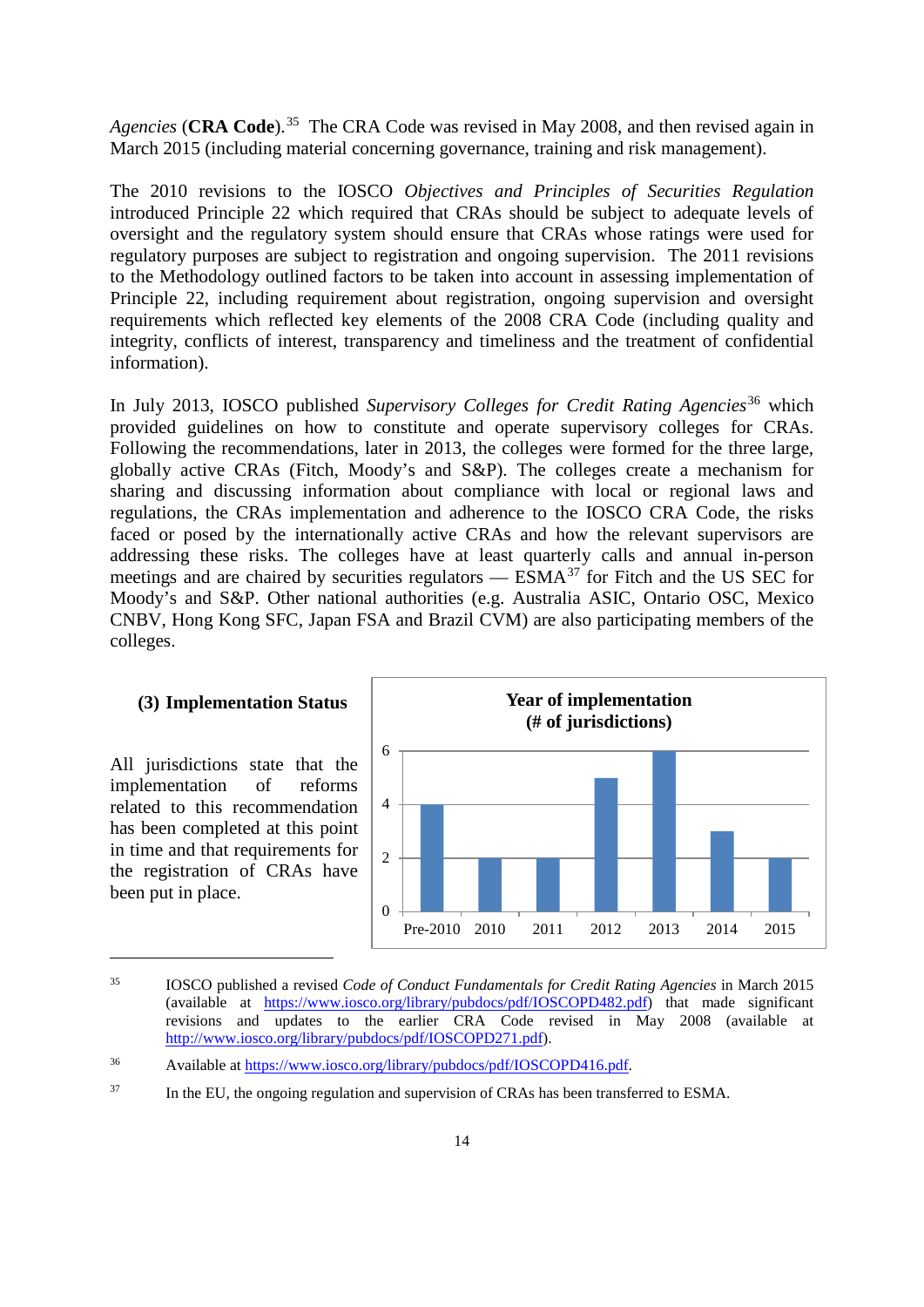*Agencies* (**CRA Code**).[35] The CRA Code was revised in May 2008, and then revised again in March 2015 (including material concerning governance, training and risk management).

The 2010 revisions to the IOSCO *Objectives and Principles of Securities Regulation* introduced Principle 22 which required that CRAs should be subject to adequate levels of oversight and the regulatory system should ensure that CRAs whose ratings were used for regulatory purposes are subject to registration and ongoing supervision. The 2011 revisions to the Methodology outlined factors to be taken into account in assessing implementation of Principle 22, including requirement about registration, ongoing supervision and oversight requirements which reflected key elements of the 2008 CRA Code (including quality and integrity, conflicts of interest, transparency and timeliness and the treatment of confidential information).

In July 2013, IOSCO published *Supervisory Colleges for Credit Rating Agencies*[36] which provided guidelines on how to constitute and operate supervisory colleges for CRAs. Following the recommendations, later in 2013, the colleges were formed for the three large, globally active CRAs (Fitch, Moody's and S&P). The colleges create a mechanism for sharing and discussing information about compliance with local or regional laws and regulations, the CRAs implementation and adherence to the IOSCO CRA Code, the risks faced or posed by the internationally active CRAs and how the relevant supervisors are addressing these risks. The colleges have at least quarterly calls and annual in-person meetings and are chaired by securities regulators — ESMA[37] for Fitch and the US SEC for Moody's and S&P. Other national authorities (e.g. Australia ASIC, Ontario OSC, Mexico CNBV, Hong Kong SFC, Japan FSA and Brazil CVM) are also participating members of the colleges.

### (3) Implementation Status

All jurisdictions state that the implementation of reforms related to this recommendation has been completed at this point in time and that requirements for the registration of CRAs have been put in place.

**Year of implementation (# of jurisdictions)**

| Year | # of jurisdictions |
|---|---|
| Pre-2010 | 4 |
| 2010 | 2 |
| 2011 | 2 |
| 2012 | 5 |
| 2013 | 6 |
| 2014 | 3 |
| 2015 | 2 |

---

[35] IOSCO published a revised *Code of Conduct Fundamentals for Credit Rating Agencies* in March 2015 (available at https://www.iosco.org/library/pubdocs/pdf/IOSCOPD482.pdf) that made significant revisions and updates to the earlier CRA Code revised in May 2008 (available at http://www.iosco.org/library/pubdocs/pdf/IOSCOPD271.pdf).

[36] Available at https://www.iosco.org/library/pubdocs/pdf/IOSCOPD416.pdf.

[37] In the EU, the ongoing regulation and supervision of CRAs has been transferred to ESMA.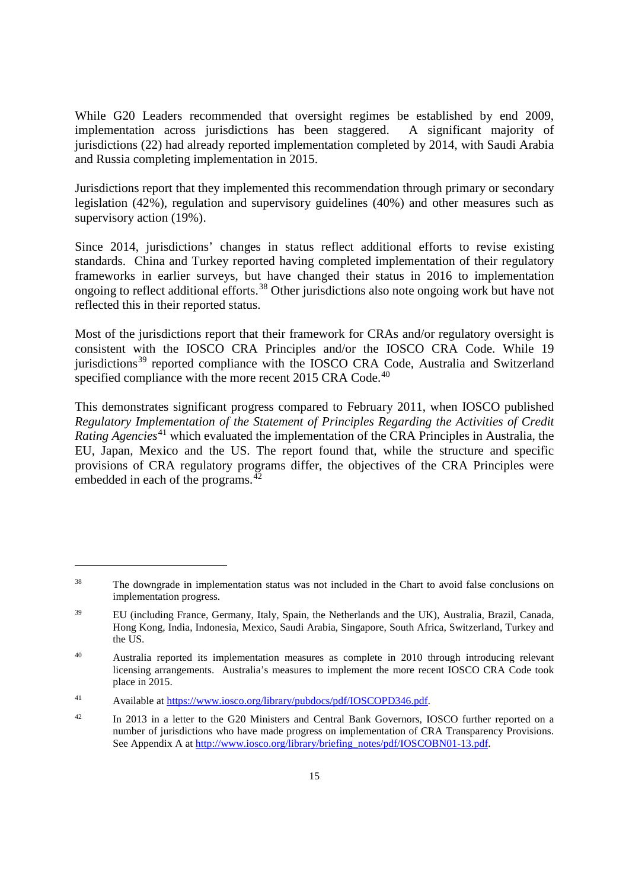While G20 Leaders recommended that oversight regimes be established by end 2009, implementation across jurisdictions has been staggered. A significant majority of jurisdictions (22) had already reported implementation completed by 2014, with Saudi Arabia and Russia completing implementation in 2015.

Jurisdictions report that they implemented this recommendation through primary or secondary legislation (42%), regulation and supervisory guidelines (40%) and other measures such as supervisory action (19%).

Since 2014, jurisdictions' changes in status reflect additional efforts to revise existing standards. China and Turkey reported having completed implementation of their regulatory frameworks in earlier surveys, but have changed their status in 2016 to implementation ongoing to reflect additional efforts.[38] Other jurisdictions also note ongoing work but have not reflected this in their reported status.

Most of the jurisdictions report that their framework for CRAs and/or regulatory oversight is consistent with the IOSCO CRA Principles and/or the IOSCO CRA Code. While 19 jurisdictions[39] reported compliance with the IOSCO CRA Code, Australia and Switzerland specified compliance with the more recent 2015 CRA Code.[40]

This demonstrates significant progress compared to February 2011, when IOSCO published *Regulatory Implementation of the Statement of Principles Regarding the Activities of Credit Rating Agencies*[41] which evaluated the implementation of the CRA Principles in Australia, the EU, Japan, Mexico and the US. The report found that, while the structure and specific provisions of CRA regulatory programs differ, the objectives of the CRA Principles were embedded in each of the programs.[42]

---

[38] The downgrade in implementation status was not included in the Chart to avoid false conclusions on implementation progress.

[39] EU (including France, Germany, Italy, Spain, the Netherlands and the UK), Australia, Brazil, Canada, Hong Kong, India, Indonesia, Mexico, Saudi Arabia, Singapore, South Africa, Switzerland, Turkey and the US.

[40] Australia reported its implementation measures as complete in 2010 through introducing relevant licensing arrangements. Australia's measures to implement the more recent IOSCO CRA Code took place in 2015.

[41] Available at https://www.iosco.org/library/pubdocs/pdf/IOSCOPD346.pdf.

[42] In 2013 in a letter to the G20 Ministers and Central Bank Governors, IOSCO further reported on a number of jurisdictions who have made progress on implementation of CRA Transparency Provisions. See Appendix A at http://www.iosco.org/library/briefing_notes/pdf/IOSCOBN01-13.pdf.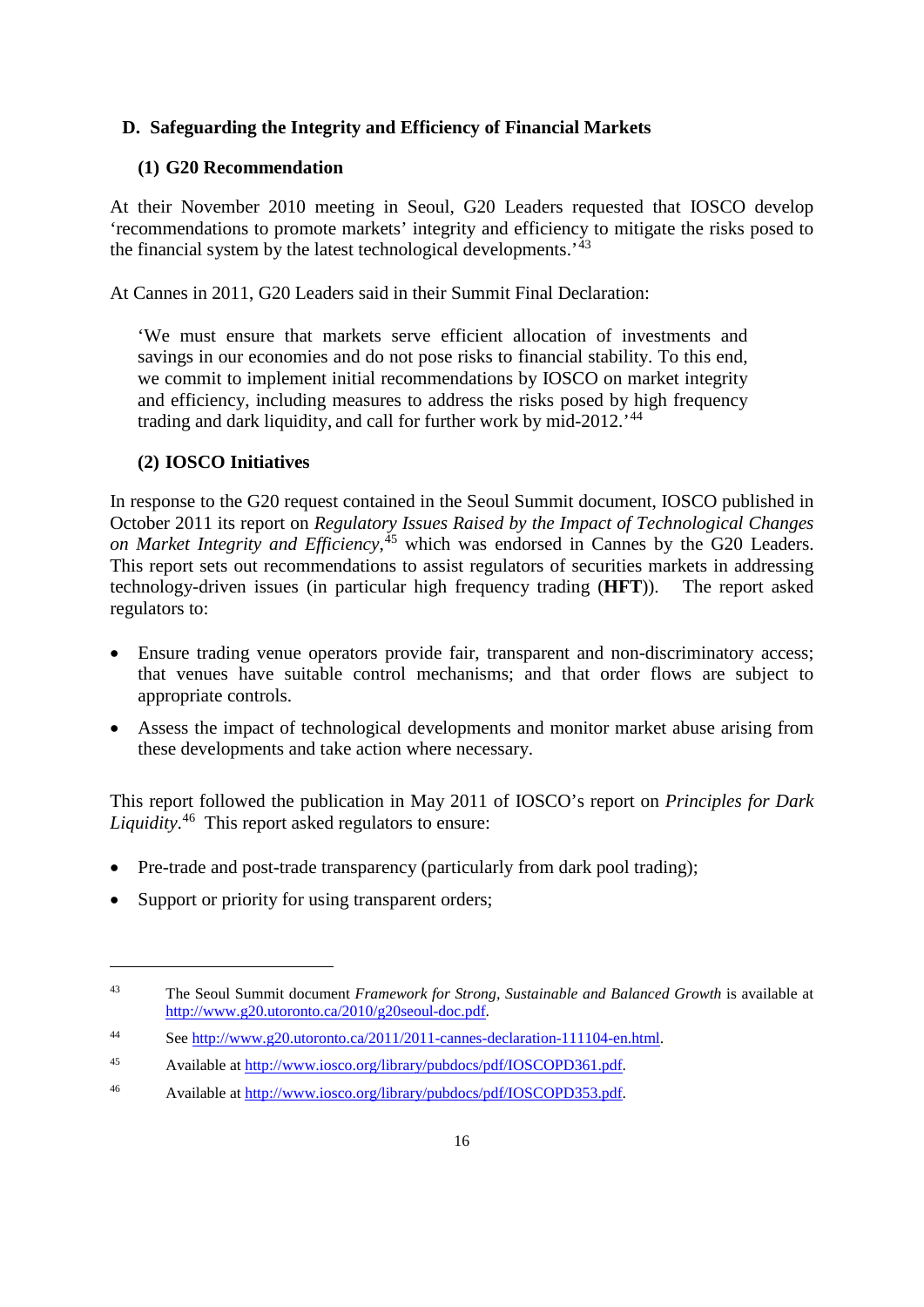## D. Safeguarding the Integrity and Efficiency of Financial Markets

### (1) G20 Recommendation

At their November 2010 meeting in Seoul, G20 Leaders requested that IOSCO develop 'recommendations to promote markets' integrity and efficiency to mitigate the risks posed to the financial system by the latest technological developments.'[43]

At Cannes in 2011, G20 Leaders said in their Summit Final Declaration:

> 'We must ensure that markets serve efficient allocation of investments and savings in our economies and do not pose risks to financial stability. To this end, we commit to implement initial recommendations by IOSCO on market integrity and efficiency, including measures to address the risks posed by high frequency trading and dark liquidity, and call for further work by mid-2012.'[44]

### (2) IOSCO Initiatives

In response to the G20 request contained in the Seoul Summit document, IOSCO published in October 2011 its report on *Regulatory Issues Raised by the Impact of Technological Changes on Market Integrity and Efficiency*,[45] which was endorsed in Cannes by the G20 Leaders. This report sets out recommendations to assist regulators of securities markets in addressing technology-driven issues (in particular high frequency trading (**HFT**)). The report asked regulators to:

- Ensure trading venue operators provide fair, transparent and non-discriminatory access; that venues have suitable control mechanisms; and that order flows are subject to appropriate controls.
- Assess the impact of technological developments and monitor market abuse arising from these developments and take action where necessary.

This report followed the publication in May 2011 of IOSCO's report on *Principles for Dark Liquidity*.[46] This report asked regulators to ensure:

- Pre-trade and post-trade transparency (particularly from dark pool trading);
- Support or priority for using transparent orders;

---

[43] The Seoul Summit document *Framework for Strong, Sustainable and Balanced Growth* is available at http://www.g20.utoronto.ca/2010/g20seoul-doc.pdf.

[44] See http://www.g20.utoronto.ca/2011/2011-cannes-declaration-111104-en.html.

[45] Available at http://www.iosco.org/library/pubdocs/pdf/IOSCOPD361.pdf.

[46] Available at http://www.iosco.org/library/pubdocs/pdf/IOSCOPD353.pdf.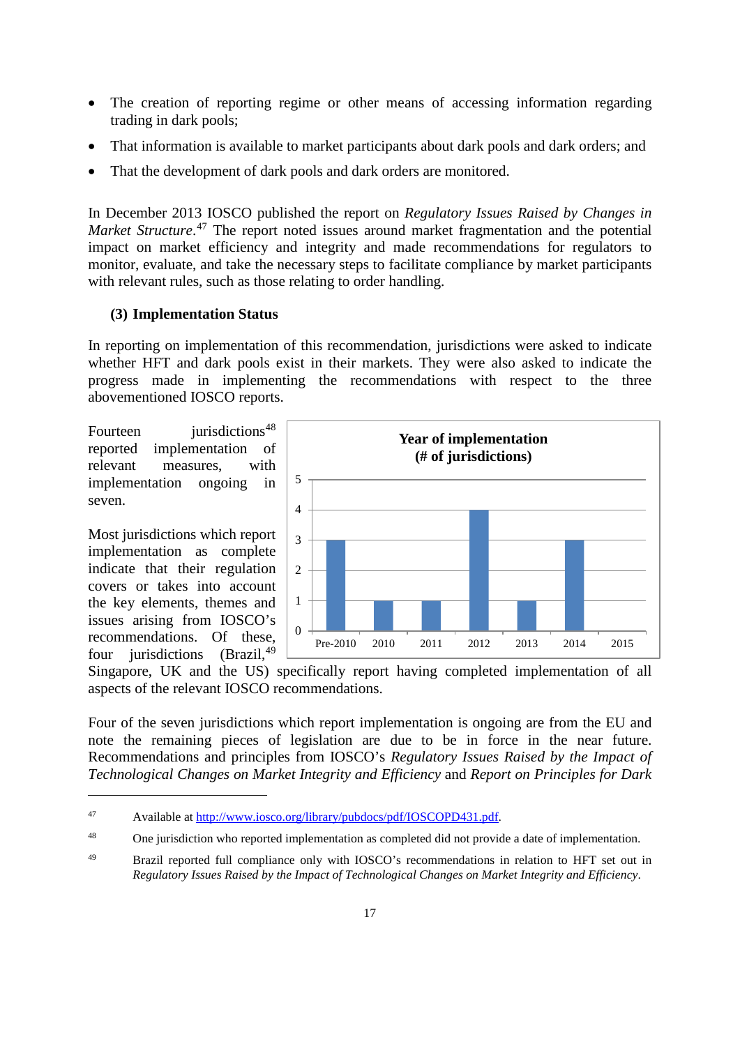- The creation of reporting regime or other means of accessing information regarding trading in dark pools;
- That information is available to market participants about dark pools and dark orders; and
- That the development of dark pools and dark orders are monitored.

In December 2013 IOSCO published the report on *Regulatory Issues Raised by Changes in Market Structure*.[47] The report noted issues around market fragmentation and the potential impact on market efficiency and integrity and made recommendations for regulators to monitor, evaluate, and take the necessary steps to facilitate compliance by market participants with relevant rules, such as those relating to order handling.

**(3) Implementation Status**

In reporting on implementation of this recommendation, jurisdictions were asked to indicate whether HFT and dark pools exist in their markets. They were also asked to indicate the progress made in implementing the recommendations with respect to the three abovementioned IOSCO reports.

Fourteen jurisdictions[48] reported implementation of relevant measures, with implementation ongoing in seven.

**Year of implementation (# of jurisdictions)**

| Pre-2010 | 2010 | 2011 | 2012 | 2013 | 2014 | 2015 |
|---|---|---|---|---|---|---|
| 3 | 1 | 1 | 4 | 1 | 3 | 0 |

Most jurisdictions which report implementation as complete indicate that their regulation covers or takes into account the key elements, themes and issues arising from IOSCO's recommendations. Of these, four jurisdictions (Brazil,[49] Singapore, UK and the US) specifically report having completed implementation of all aspects of the relevant IOSCO recommendations.

Four of the seven jurisdictions which report implementation is ongoing are from the EU and note the remaining pieces of legislation are due to be in force in the near future. Recommendations and principles from IOSCO's *Regulatory Issues Raised by the Impact of Technological Changes on Market Integrity and Efficiency* and *Report on Principles for Dark*

---

[47] Available at http://www.iosco.org/library/pubdocs/pdf/IOSCOPD431.pdf.

[48] One jurisdiction who reported implementation as completed did not provide a date of implementation.

[49] Brazil reported full compliance only with IOSCO's recommendations in relation to HFT set out in *Regulatory Issues Raised by the Impact of Technological Changes on Market Integrity and Efficiency*.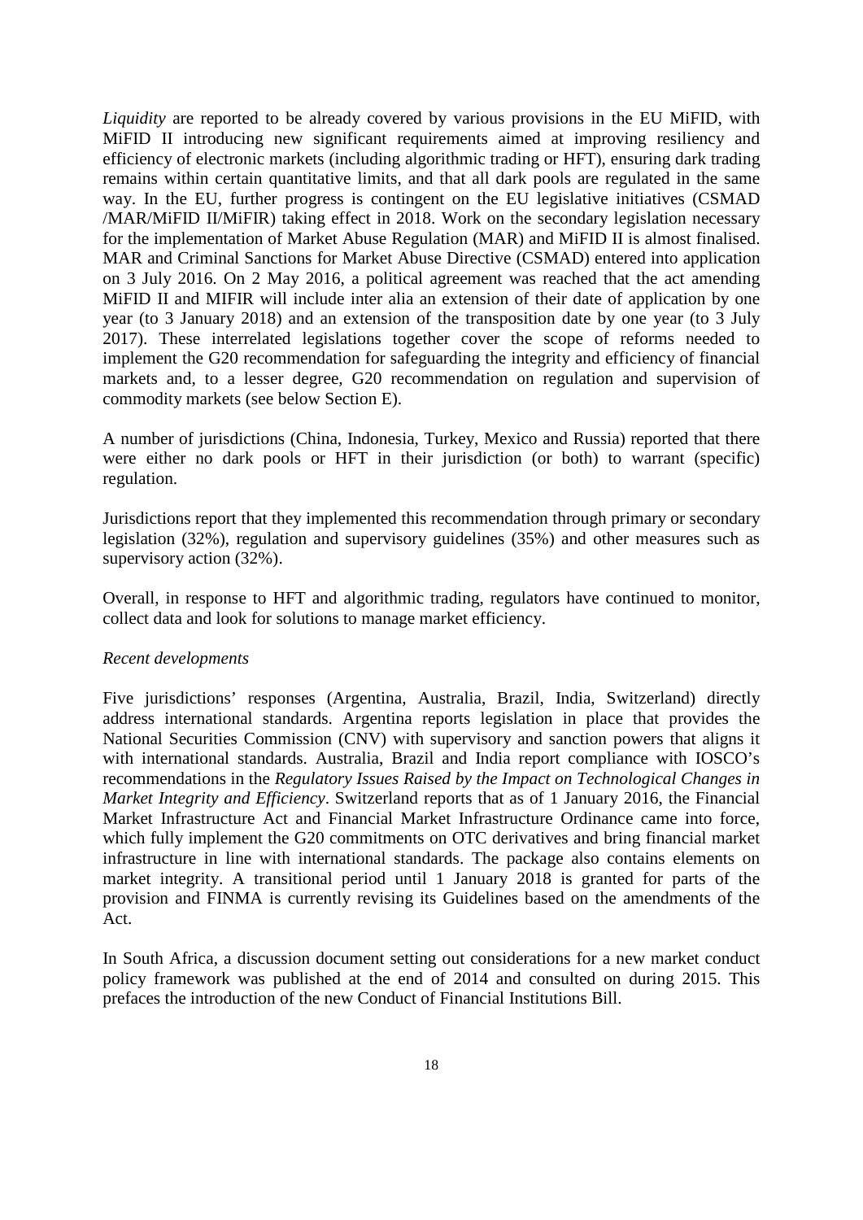*Liquidity* are reported to be already covered by various provisions in the EU MiFID, with MiFID II introducing new significant requirements aimed at improving resiliency and efficiency of electronic markets (including algorithmic trading or HFT), ensuring dark trading remains within certain quantitative limits, and that all dark pools are regulated in the same way. In the EU, further progress is contingent on the EU legislative initiatives (CSMAD /MAR/MiFID II/MiFIR) taking effect in 2018. Work on the secondary legislation necessary for the implementation of Market Abuse Regulation (MAR) and MiFID II is almost finalised. MAR and Criminal Sanctions for Market Abuse Directive (CSMAD) entered into application on 3 July 2016. On 2 May 2016, a political agreement was reached that the act amending MiFID II and MIFIR will include inter alia an extension of their date of application by one year (to 3 January 2018) and an extension of the transposition date by one year (to 3 July 2017). These interrelated legislations together cover the scope of reforms needed to implement the G20 recommendation for safeguarding the integrity and efficiency of financial markets and, to a lesser degree, G20 recommendation on regulation and supervision of commodity markets (see below Section E).

A number of jurisdictions (China, Indonesia, Turkey, Mexico and Russia) reported that there were either no dark pools or HFT in their jurisdiction (or both) to warrant (specific) regulation.

Jurisdictions report that they implemented this recommendation through primary or secondary legislation (32%), regulation and supervisory guidelines (35%) and other measures such as supervisory action (32%).

Overall, in response to HFT and algorithmic trading, regulators have continued to monitor, collect data and look for solutions to manage market efficiency.

*Recent developments*

Five jurisdictions' responses (Argentina, Australia, Brazil, India, Switzerland) directly address international standards. Argentina reports legislation in place that provides the National Securities Commission (CNV) with supervisory and sanction powers that aligns it with international standards. Australia, Brazil and India report compliance with IOSCO's recommendations in the *Regulatory Issues Raised by the Impact on Technological Changes in Market Integrity and Efficiency*. Switzerland reports that as of 1 January 2016, the Financial Market Infrastructure Act and Financial Market Infrastructure Ordinance came into force, which fully implement the G20 commitments on OTC derivatives and bring financial market infrastructure in line with international standards. The package also contains elements on market integrity. A transitional period until 1 January 2018 is granted for parts of the provision and FINMA is currently revising its Guidelines based on the amendments of the Act.

In South Africa, a discussion document setting out considerations for a new market conduct policy framework was published at the end of 2014 and consulted on during 2015. This prefaces the introduction of the new Conduct of Financial Institutions Bill.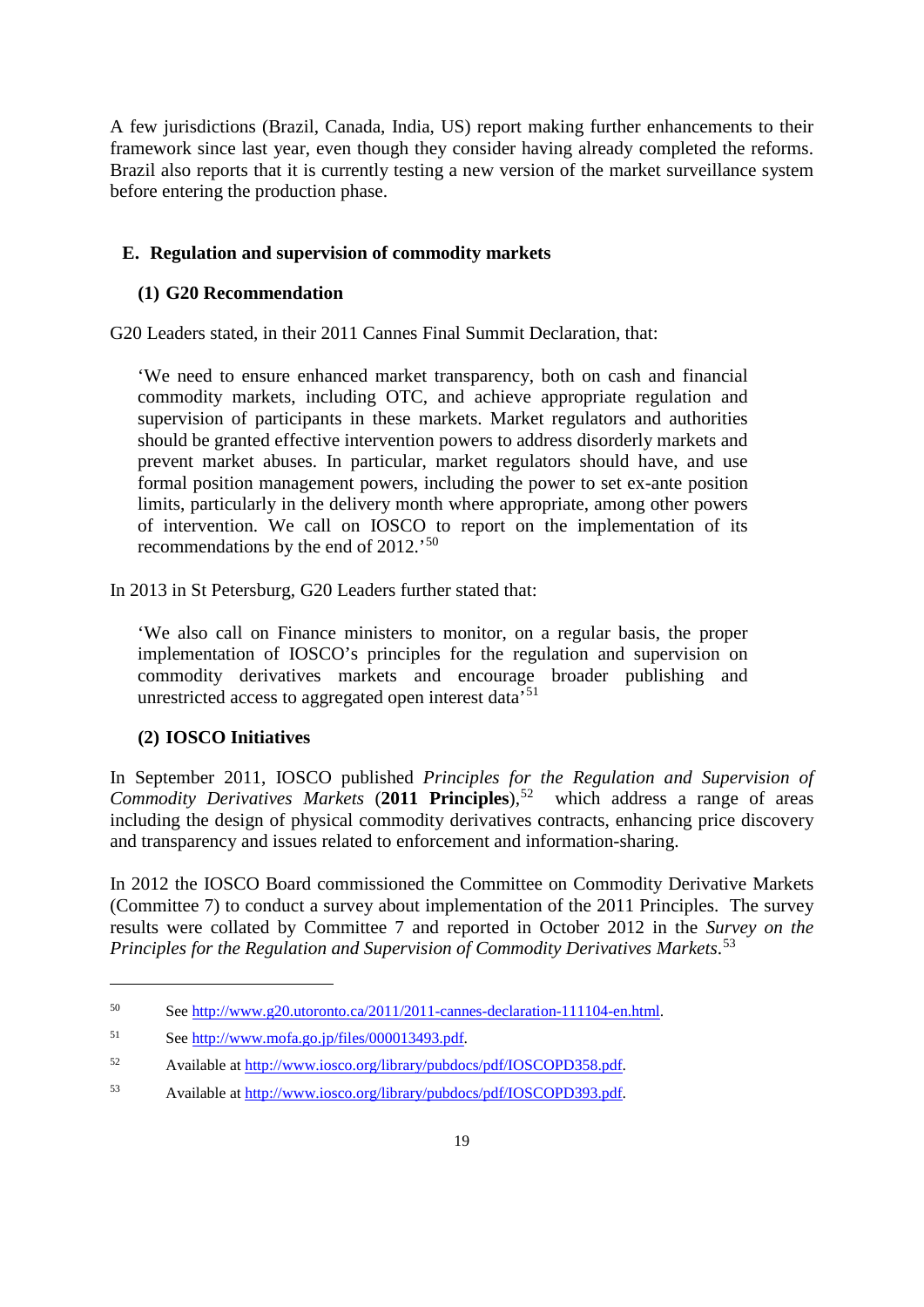A few jurisdictions (Brazil, Canada, India, US) report making further enhancements to their framework since last year, even though they consider having already completed the reforms. Brazil also reports that it is currently testing a new version of the market surveillance system before entering the production phase.

## E. Regulation and supervision of commodity markets

### (1) G20 Recommendation

G20 Leaders stated, in their 2011 Cannes Final Summit Declaration, that:

> 'We need to ensure enhanced market transparency, both on cash and financial commodity markets, including OTC, and achieve appropriate regulation and supervision of participants in these markets. Market regulators and authorities should be granted effective intervention powers to address disorderly markets and prevent market abuses. In particular, market regulators should have, and use formal position management powers, including the power to set ex-ante position limits, particularly in the delivery month where appropriate, among other powers of intervention. We call on IOSCO to report on the implementation of its recommendations by the end of 2012.'[50]

In 2013 in St Petersburg, G20 Leaders further stated that:

> 'We also call on Finance ministers to monitor, on a regular basis, the proper implementation of IOSCO's principles for the regulation and supervision on commodity derivatives markets and encourage broader publishing and unrestricted access to aggregated open interest data'[51]

### (2) IOSCO Initiatives

In September 2011, IOSCO published *Principles for the Regulation and Supervision of Commodity Derivatives Markets* (**2011 Principles**),[52] which address a range of areas including the design of physical commodity derivatives contracts, enhancing price discovery and transparency and issues related to enforcement and information-sharing.

In 2012 the IOSCO Board commissioned the Committee on Commodity Derivative Markets (Committee 7) to conduct a survey about implementation of the 2011 Principles. The survey results were collated by Committee 7 and reported in October 2012 in the *Survey on the Principles for the Regulation and Supervision of Commodity Derivatives Markets*.[53]

---

[50] See http://www.g20.utoronto.ca/2011/2011-cannes-declaration-111104-en.html.

[51] See http://www.mofa.go.jp/files/000013493.pdf.

[52] Available at http://www.iosco.org/library/pubdocs/pdf/IOSCOPD358.pdf.

[53] Available at http://www.iosco.org/library/pubdocs/pdf/IOSCOPD393.pdf.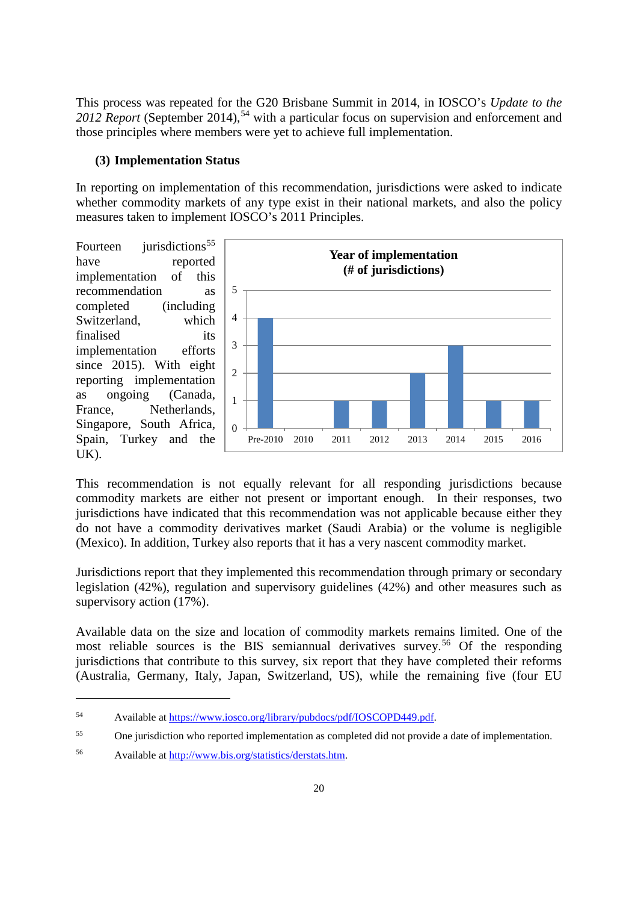This process was repeated for the G20 Brisbane Summit in 2014, in IOSCO's *Update to the 2012 Report* (September 2014),[54] with a particular focus on supervision and enforcement and those principles where members were yet to achieve full implementation.

### (3) Implementation Status

In reporting on implementation of this recommendation, jurisdictions were asked to indicate whether commodity markets of any type exist in their national markets, and also the policy measures taken to implement IOSCO's 2011 Principles.

Fourteen jurisdictions[55] have reported implementation of this recommendation as completed (including Switzerland, which finalised its implementation efforts since 2015). With eight reporting implementation as ongoing (Canada, France, Netherlands, Singapore, South Africa, Spain, Turkey and the UK).

**Year of implementation (# of jurisdictions)**

| Pre-2010 | 2010 | 2011 | 2012 | 2013 | 2014 | 2015 | 2016 |
|---|---|---|---|---|---|---|---|
| 4 | 0 | 1 | 1 | 2 | 3 | 1 | 1 |

This recommendation is not equally relevant for all responding jurisdictions because commodity markets are either not present or important enough. In their responses, two jurisdictions have indicated that this recommendation was not applicable because either they do not have a commodity derivatives market (Saudi Arabia) or the volume is negligible (Mexico). In addition, Turkey also reports that it has a very nascent commodity market.

Jurisdictions report that they implemented this recommendation through primary or secondary legislation (42%), regulation and supervisory guidelines (42%) and other measures such as supervisory action (17%).

Available data on the size and location of commodity markets remains limited. One of the most reliable sources is the BIS semiannual derivatives survey.[56] Of the responding jurisdictions that contribute to this survey, six report that they have completed their reforms (Australia, Germany, Italy, Japan, Switzerland, US), while the remaining five (four EU

---

[54] Available at https://www.iosco.org/library/pubdocs/pdf/IOSCOPD449.pdf.

[55] One jurisdiction who reported implementation as completed did not provide a date of implementation.

[56] Available at http://www.bis.org/statistics/derstats.htm.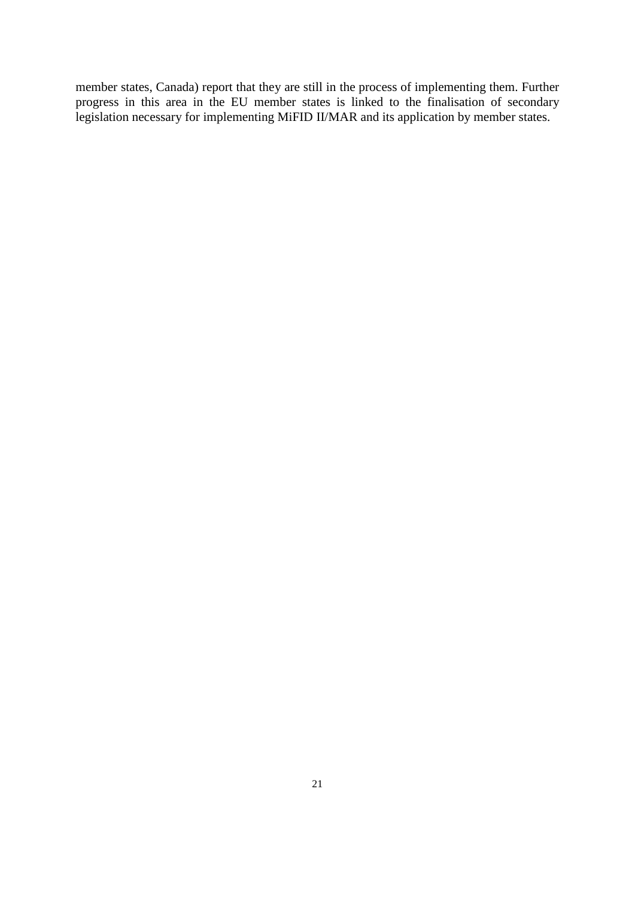member states, Canada) report that they are still in the process of implementing them. Further progress in this area in the EU member states is linked to the finalisation of secondary legislation necessary for implementing MiFID II/MAR and its application by member states.